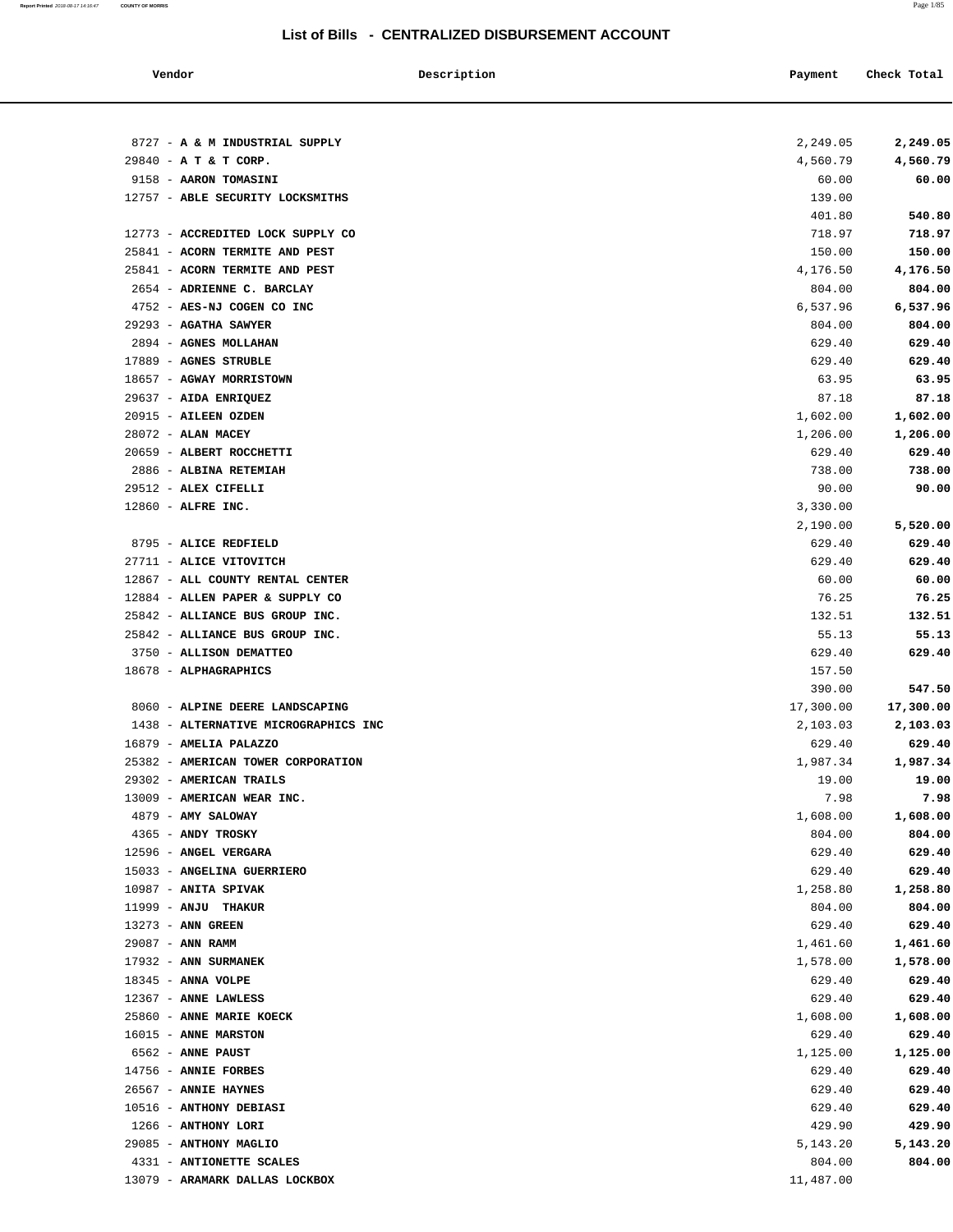# List of Bills - CENTRALIZED DISBURSEMENT ACCOUNT

| Vendor | Description | Payment | Check Total |
|---|---|---|---|
| 8727 - A & M INDUSTRIAL SUPPLY | | 2,249.05 | 2,249.05 |
| 29840 - A T & T CORP. | | 4,560.79 | 4,560.79 |
| 9158 - AARON TOMASINI | | 60.00 | 60.00 |
| 12757 - ABLE SECURITY LOCKSMITHS | | 139.00 | |
| | | 401.80 | 540.80 |
| 12773 - ACCREDITED LOCK SUPPLY CO | | 718.97 | 718.97 |
| 25841 - ACORN TERMITE AND PEST | | 150.00 | 150.00 |
| 25841 - ACORN TERMITE AND PEST | | 4,176.50 | 4,176.50 |
| 2654 - ADRIENNE C. BARCLAY | | 804.00 | 804.00 |
| 4752 - AES-NJ COGEN CO INC | | 6,537.96 | 6,537.96 |
| 29293 - AGATHA SAWYER | | 804.00 | 804.00 |
| 2894 - AGNES MOLLAHAN | | 629.40 | 629.40 |
| 17889 - AGNES STRUBLE | | 629.40 | 629.40 |
| 18657 - AGWAY MORRISTOWN | | 63.95 | 63.95 |
| 29637 - AIDA ENRIQUEZ | | 87.18 | 87.18 |
| 20915 - AILEEN OZDEN | | 1,602.00 | 1,602.00 |
| 28072 - ALAN MACEY | | 1,206.00 | 1,206.00 |
| 20659 - ALBERT ROCCHETTI | | 629.40 | 629.40 |
| 2886 - ALBINA RETEMIAH | | 738.00 | 738.00 |
| 29512 - ALEX CIFELLI | | 90.00 | 90.00 |
| 12860 - ALFRE INC. | | 3,330.00 | |
| | | 2,190.00 | 5,520.00 |
| 8795 - ALICE REDFIELD | | 629.40 | 629.40 |
| 27711 - ALICE VITOVITCH | | 629.40 | 629.40 |
| 12867 - ALL COUNTY RENTAL CENTER | | 60.00 | 60.00 |
| 12884 - ALLEN PAPER & SUPPLY CO | | 76.25 | 76.25 |
| 25842 - ALLIANCE BUS GROUP INC. | | 132.51 | 132.51 |
| 25842 - ALLIANCE BUS GROUP INC. | | 55.13 | 55.13 |
| 3750 - ALLISON DEMATTEO | | 629.40 | 629.40 |
| 18678 - ALPHAGRAPHICS | | 157.50 | |
| | | 390.00 | 547.50 |
| 8060 - ALPINE DEERE LANDSCAPING | | 17,300.00 | 17,300.00 |
| 1438 - ALTERNATIVE MICROGRAPHICS INC | | 2,103.03 | 2,103.03 |
| 16879 - AMELIA PALAZZO | | 629.40 | 629.40 |
| 25382 - AMERICAN TOWER CORPORATION | | 1,987.34 | 1,987.34 |
| 29302 - AMERICAN TRAILS | | 19.00 | 19.00 |
| 13009 - AMERICAN WEAR INC. | | 7.98 | 7.98 |
| 4879 - AMY SALOWAY | | 1,608.00 | 1,608.00 |
| 4365 - ANDY TROSKY | | 804.00 | 804.00 |
| 12596 - ANGEL VERGARA | | 629.40 | 629.40 |
| 15033 - ANGELINA GUERRIERO | | 629.40 | 629.40 |
| 10987 - ANITA SPIVAK | | 1,258.80 | 1,258.80 |
| 11999 - ANJU THAKUR | | 804.00 | 804.00 |
| 13273 - ANN GREEN | | 629.40 | 629.40 |
| 29087 - ANN RAMM | | 1,461.60 | 1,461.60 |
| 17932 - ANN SURMANEK | | 1,578.00 | 1,578.00 |
| 18345 - ANNA VOLPE | | 629.40 | 629.40 |
| 12367 - ANNE LAWLESS | | 629.40 | 629.40 |
| 25860 - ANNE MARIE KOECK | | 1,608.00 | 1,608.00 |
| 16015 - ANNE MARSTON | | 629.40 | 629.40 |
| 6562 - ANNE PAUST | | 1,125.00 | 1,125.00 |
| 14756 - ANNIE FORBES | | 629.40 | 629.40 |
| 26567 - ANNIE HAYNES | | 629.40 | 629.40 |
| 10516 - ANTHONY DEBIASI | | 629.40 | 629.40 |
| 1266 - ANTHONY LORI | | 429.90 | 429.90 |
| 29085 - ANTHONY MAGLIO | | 5,143.20 | 5,143.20 |
| 4331 - ANTIONETTE SCALES | | 804.00 | 804.00 |
| 13079 - ARAMARK DALLAS LOCKBOX | | 11,487.00 | |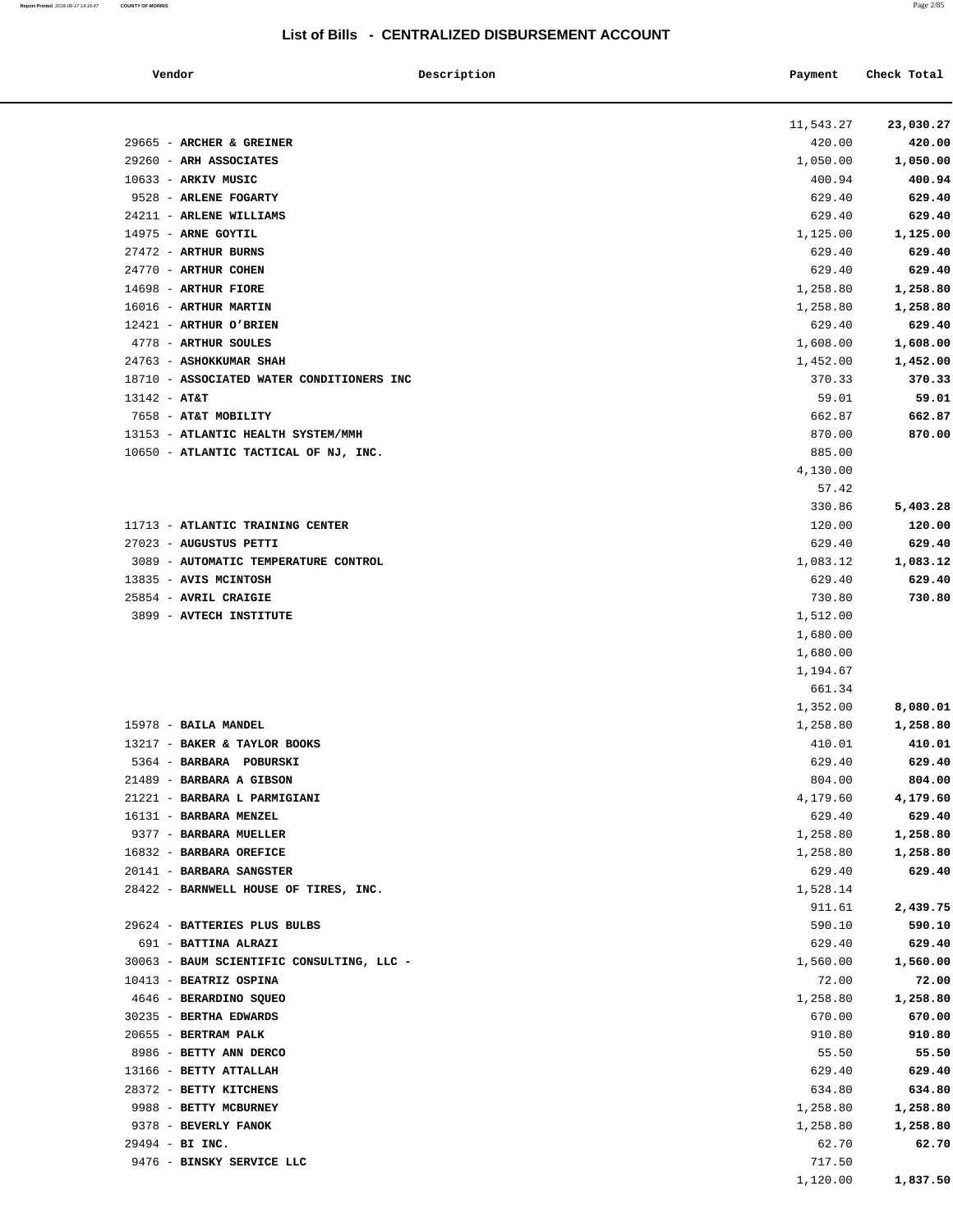## List of Bills - CENTRALIZED DISBURSEMENT ACCOUNT

| Vendor | Description | Payment | Check Total |
|---|---|---|---|
| | | 11,543.27 | **23,030.27** |
| 29665 - **ARCHER & GREINER** | | 420.00 | **420.00** |
| 29260 - **ARH ASSOCIATES** | | 1,050.00 | **1,050.00** |
| 10633 - **ARKIV MUSIC** | | 400.94 | **400.94** |
| 9528 - **ARLENE FOGARTY** | | 629.40 | **629.40** |
| 24211 - **ARLENE WILLIAMS** | | 629.40 | **629.40** |
| 14975 - **ARNE GOYTIL** | | 1,125.00 | **1,125.00** |
| 27472 - **ARTHUR BURNS** | | 629.40 | **629.40** |
| 24770 - **ARTHUR COHEN** | | 629.40 | **629.40** |
| 14698 - **ARTHUR FIORE** | | 1,258.80 | **1,258.80** |
| 16016 - **ARTHUR MARTIN** | | 1,258.80 | **1,258.80** |
| 12421 - **ARTHUR O'BRIEN** | | 629.40 | **629.40** |
| 4778 - **ARTHUR SOULES** | | 1,608.00 | **1,608.00** |
| 24763 - **ASHOKKUMAR SHAH** | | 1,452.00 | **1,452.00** |
| 18710 - **ASSOCIATED WATER CONDITIONERS INC** | | 370.33 | **370.33** |
| 13142 - **AT&T** | | 59.01 | **59.01** |
| 7658 - **AT&T MOBILITY** | | 662.87 | **662.87** |
| 13153 - **ATLANTIC HEALTH SYSTEM/MMH** | | 870.00 | **870.00** |
| 10650 - **ATLANTIC TACTICAL OF NJ, INC.** | | 885.00 | |
| | | 4,130.00 | |
| | | 57.42 | |
| | | 330.86 | **5,403.28** |
| 11713 - **ATLANTIC TRAINING CENTER** | | 120.00 | **120.00** |
| 27023 - **AUGUSTUS PETTI** | | 629.40 | **629.40** |
| 3089 - **AUTOMATIC TEMPERATURE CONTROL** | | 1,083.12 | **1,083.12** |
| 13835 - **AVIS MCINTOSH** | | 629.40 | **629.40** |
| 25854 - **AVRIL CRAIGIE** | | 730.80 | **730.80** |
| 3899 - **AVTECH INSTITUTE** | | 1,512.00 | |
| | | 1,680.00 | |
| | | 1,680.00 | |
| | | 1,194.67 | |
| | | 661.34 | |
| | | 1,352.00 | **8,080.01** |
| 15978 - **BAILA MANDEL** | | 1,258.80 | **1,258.80** |
| 13217 - **BAKER & TAYLOR BOOKS** | | 410.01 | **410.01** |
| 5364 - **BARBARA POBURSKI** | | 629.40 | **629.40** |
| 21489 - **BARBARA A GIBSON** | | 804.00 | **804.00** |
| 21221 - **BARBARA L PARMIGIANI** | | 4,179.60 | **4,179.60** |
| 16131 - **BARBARA MENZEL** | | 629.40 | **629.40** |
| 9377 - **BARBARA MUELLER** | | 1,258.80 | **1,258.80** |
| 16832 - **BARBARA OREFICE** | | 1,258.80 | **1,258.80** |
| 20141 - **BARBARA SANGSTER** | | 629.40 | **629.40** |
| 28422 - **BARNWELL HOUSE OF TIRES, INC.** | | 1,528.14 | |
| | | 911.61 | **2,439.75** |
| 29624 - **BATTERIES PLUS BULBS** | | 590.10 | **590.10** |
| 691 - **BATTINA ALRAZI** | | 629.40 | **629.40** |
| 30063 - **BAUM SCIENTIFIC CONSULTING, LLC -** | | 1,560.00 | **1,560.00** |
| 10413 - **BEATRIZ OSPINA** | | 72.00 | **72.00** |
| 4646 - **BERARDINO SQUEO** | | 1,258.80 | **1,258.80** |
| 30235 - **BERTHA EDWARDS** | | 670.00 | **670.00** |
| 20655 - **BERTRAM PALK** | | 910.80 | **910.80** |
| 8986 - **BETTY ANN DERCO** | | 55.50 | **55.50** |
| 13166 - **BETTY ATTALLAH** | | 629.40 | **629.40** |
| 28372 - **BETTY KITCHENS** | | 634.80 | **634.80** |
| 9988 - **BETTY MCBURNEY** | | 1,258.80 | **1,258.80** |
| 9378 - **BEVERLY FANOK** | | 1,258.80 | **1,258.80** |
| 29494 - **BI INC.** | | 62.70 | **62.70** |
| 9476 - **BINSKY SERVICE LLC** | | 717.50 | |
| | | 1,120.00 | **1,837.50** |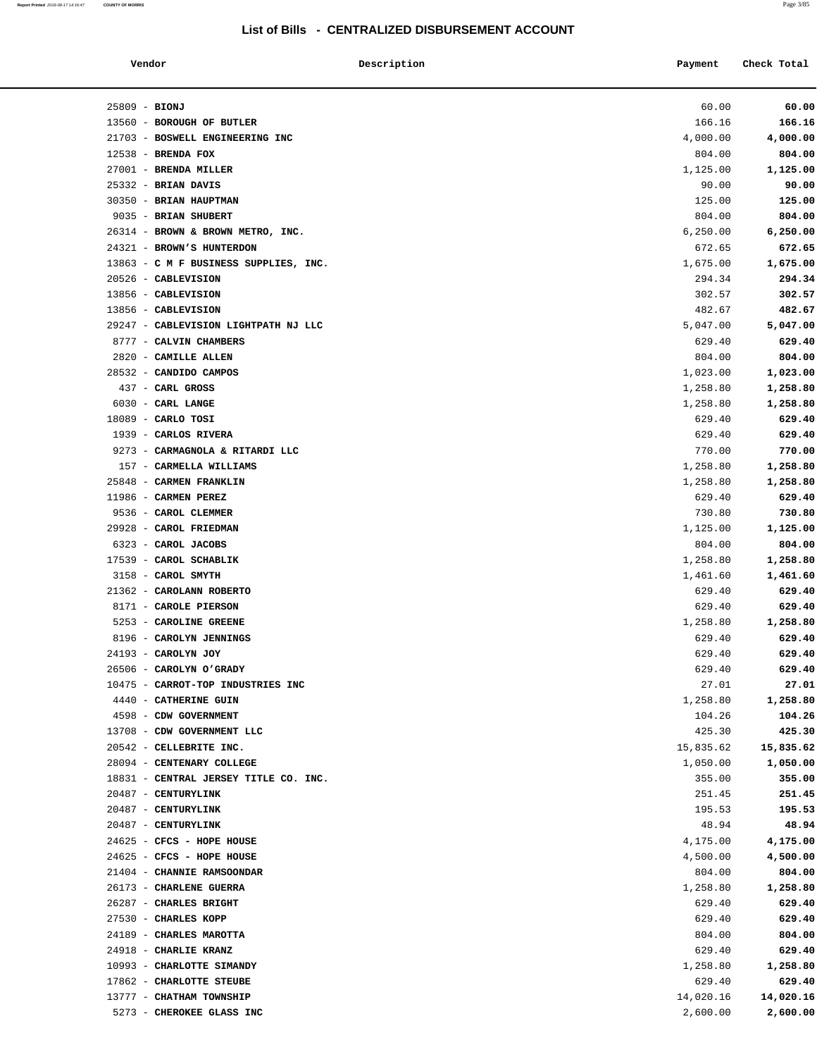# List of Bills - CENTRALIZED DISBURSEMENT ACCOUNT

| Vendor | Description | Payment | Check Total |
|---|---|---|---|
| 25809 - **BIONJ** | | 60.00 | **60.00** |
| 13560 - **BOROUGH OF BUTLER** | | 166.16 | **166.16** |
| 21703 - **BOSWELL ENGINEERING INC** | | 4,000.00 | **4,000.00** |
| 12538 - **BRENDA FOX** | | 804.00 | **804.00** |
| 27001 - **BRENDA MILLER** | | 1,125.00 | **1,125.00** |
| 25332 - **BRIAN DAVIS** | | 90.00 | **90.00** |
| 30350 - **BRIAN HAUPTMAN** | | 125.00 | **125.00** |
| 9035 - **BRIAN SHUBERT** | | 804.00 | **804.00** |
| 26314 - **BROWN & BROWN METRO, INC.** | | 6,250.00 | **6,250.00** |
| 24321 - **BROWN'S HUNTERDON** | | 672.65 | **672.65** |
| 13863 - **C M F BUSINESS SUPPLIES, INC.** | | 1,675.00 | **1,675.00** |
| 20526 - **CABLEVISION** | | 294.34 | **294.34** |
| 13856 - **CABLEVISION** | | 302.57 | **302.57** |
| 13856 - **CABLEVISION** | | 482.67 | **482.67** |
| 29247 - **CABLEVISION LIGHTPATH NJ LLC** | | 5,047.00 | **5,047.00** |
| 8777 - **CALVIN CHAMBERS** | | 629.40 | **629.40** |
| 2820 - **CAMILLE ALLEN** | | 804.00 | **804.00** |
| 28532 - **CANDIDO CAMPOS** | | 1,023.00 | **1,023.00** |
| 437 - **CARL GROSS** | | 1,258.80 | **1,258.80** |
| 6030 - **CARL LANGE** | | 1,258.80 | **1,258.80** |
| 18089 - **CARLO TOSI** | | 629.40 | **629.40** |
| 1939 - **CARLOS RIVERA** | | 629.40 | **629.40** |
| 9273 - **CARMAGNOLA & RITARDI LLC** | | 770.00 | **770.00** |
| 157 - **CARMELLA WILLIAMS** | | 1,258.80 | **1,258.80** |
| 25848 - **CARMEN FRANKLIN** | | 1,258.80 | **1,258.80** |
| 11986 - **CARMEN PEREZ** | | 629.40 | **629.40** |
| 9536 - **CAROL CLEMMER** | | 730.80 | **730.80** |
| 29928 - **CAROL FRIEDMAN** | | 1,125.00 | **1,125.00** |
| 6323 - **CAROL JACOBS** | | 804.00 | **804.00** |
| 17539 - **CAROL SCHABLIK** | | 1,258.80 | **1,258.80** |
| 3158 - **CAROL SMYTH** | | 1,461.60 | **1,461.60** |
| 21362 - **CAROLANN ROBERTO** | | 629.40 | **629.40** |
| 8171 - **CAROLE PIERSON** | | 629.40 | **629.40** |
| 5253 - **CAROLINE GREENE** | | 1,258.80 | **1,258.80** |
| 8196 - **CAROLYN JENNINGS** | | 629.40 | **629.40** |
| 24193 - **CAROLYN JOY** | | 629.40 | **629.40** |
| 26506 - **CAROLYN O'GRADY** | | 629.40 | **629.40** |
| 10475 - **CARROT-TOP INDUSTRIES INC** | | 27.01 | **27.01** |
| 4440 - **CATHERINE GUIN** | | 1,258.80 | **1,258.80** |
| 4598 - **CDW GOVERNMENT** | | 104.26 | **104.26** |
| 13708 - **CDW GOVERNMENT LLC** | | 425.30 | **425.30** |
| 20542 - **CELLEBRITE INC.** | | 15,835.62 | **15,835.62** |
| 28094 - **CENTENARY COLLEGE** | | 1,050.00 | **1,050.00** |
| 18831 - **CENTRAL JERSEY TITLE CO. INC.** | | 355.00 | **355.00** |
| 20487 - **CENTURYLINK** | | 251.45 | **251.45** |
| 20487 - **CENTURYLINK** | | 195.53 | **195.53** |
| 20487 - **CENTURYLINK** | | 48.94 | **48.94** |
| 24625 - **CFCS - HOPE HOUSE** | | 4,175.00 | **4,175.00** |
| 24625 - **CFCS - HOPE HOUSE** | | 4,500.00 | **4,500.00** |
| 21404 - **CHANNIE RAMSOONDAR** | | 804.00 | **804.00** |
| 26173 - **CHARLENE GUERRA** | | 1,258.80 | **1,258.80** |
| 26287 - **CHARLES BRIGHT** | | 629.40 | **629.40** |
| 27530 - **CHARLES KOPP** | | 629.40 | **629.40** |
| 24189 - **CHARLES MAROTTA** | | 804.00 | **804.00** |
| 24918 - **CHARLIE KRANZ** | | 629.40 | **629.40** |
| 10993 - **CHARLOTTE SIMANDY** | | 1,258.80 | **1,258.80** |
| 17862 - **CHARLOTTE STEUBE** | | 629.40 | **629.40** |
| 13777 - **CHATHAM TOWNSHIP** | | 14,020.16 | **14,020.16** |
| 5273 - **CHEROKEE GLASS INC** | | 2,600.00 | **2,600.00** |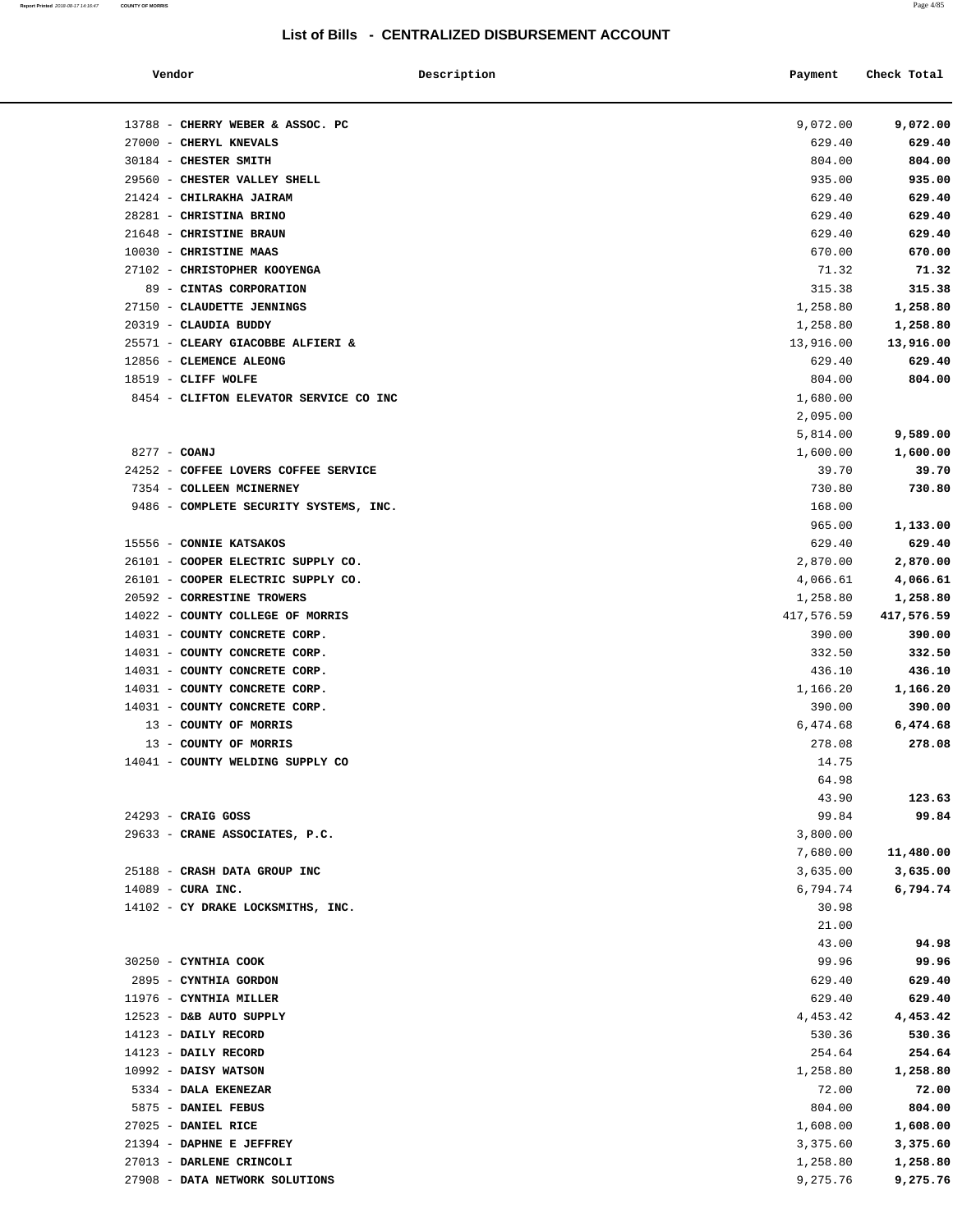## List of Bills - CENTRALIZED DISBURSEMENT ACCOUNT

| Vendor | Description | Payment | Check Total |
| --- | --- | --- | --- |
| 13788 - **CHERRY WEBER & ASSOC. PC** | | 9,072.00 | **9,072.00** |
| 27000 - **CHERYL KNEVALS** | | 629.40 | **629.40** |
| 30184 - **CHESTER SMITH** | | 804.00 | **804.00** |
| 29560 - **CHESTER VALLEY SHELL** | | 935.00 | **935.00** |
| 21424 - **CHILRAKHA JAIRAM** | | 629.40 | **629.40** |
| 28281 - **CHRISTINA BRINO** | | 629.40 | **629.40** |
| 21648 - **CHRISTINE BRAUN** | | 629.40 | **629.40** |
| 10030 - **CHRISTINE MAAS** | | 670.00 | **670.00** |
| 27102 - **CHRISTOPHER KOOYENGA** | | 71.32 | **71.32** |
| 89 - **CINTAS CORPORATION** | | 315.38 | **315.38** |
| 27150 - **CLAUDETTE JENNINGS** | | 1,258.80 | **1,258.80** |
| 20319 - **CLAUDIA BUDDY** | | 1,258.80 | **1,258.80** |
| 25571 - **CLEARY GIACOBBE ALFIERI &** | | 13,916.00 | **13,916.00** |
| 12856 - **CLEMENCE ALEONG** | | 629.40 | **629.40** |
| 18519 - **CLIFF WOLFE** | | 804.00 | **804.00** |
| 8454 - **CLIFTON ELEVATOR SERVICE CO INC** | | 1,680.00 | |
| | | 2,095.00 | |
| | | 5,814.00 | **9,589.00** |
| 8277 - **COANJ** | | 1,600.00 | **1,600.00** |
| 24252 - **COFFEE LOVERS COFFEE SERVICE** | | 39.70 | **39.70** |
| 7354 - **COLLEEN MCINERNEY** | | 730.80 | **730.80** |
| 9486 - **COMPLETE SECURITY SYSTEMS, INC.** | | 168.00 | |
| | | 965.00 | **1,133.00** |
| 15556 - **CONNIE KATSAKOS** | | 629.40 | **629.40** |
| 26101 - **COOPER ELECTRIC SUPPLY CO.** | | 2,870.00 | **2,870.00** |
| 26101 - **COOPER ELECTRIC SUPPLY CO.** | | 4,066.61 | **4,066.61** |
| 20592 - **CORRESTINE TROWERS** | | 1,258.80 | **1,258.80** |
| 14022 - **COUNTY COLLEGE OF MORRIS** | | 417,576.59 | **417,576.59** |
| 14031 - **COUNTY CONCRETE CORP.** | | 390.00 | **390.00** |
| 14031 - **COUNTY CONCRETE CORP.** | | 332.50 | **332.50** |
| 14031 - **COUNTY CONCRETE CORP.** | | 436.10 | **436.10** |
| 14031 - **COUNTY CONCRETE CORP.** | | 1,166.20 | **1,166.20** |
| 14031 - **COUNTY CONCRETE CORP.** | | 390.00 | **390.00** |
| 13 - **COUNTY OF MORRIS** | | 6,474.68 | **6,474.68** |
| 13 - **COUNTY OF MORRIS** | | 278.08 | **278.08** |
| 14041 - **COUNTY WELDING SUPPLY CO** | | 14.75 | |
| | | 64.98 | |
| | | 43.90 | **123.63** |
| 24293 - **CRAIG GOSS** | | 99.84 | **99.84** |
| 29633 - **CRANE ASSOCIATES, P.C.** | | 3,800.00 | |
| | | 7,680.00 | **11,480.00** |
| 25188 - **CRASH DATA GROUP INC** | | 3,635.00 | **3,635.00** |
| 14089 - **CURA INC.** | | 6,794.74 | **6,794.74** |
| 14102 - **CY DRAKE LOCKSMITHS, INC.** | | 30.98 | |
| | | 21.00 | |
| | | 43.00 | **94.98** |
| 30250 - **CYNTHIA COOK** | | 99.96 | **99.96** |
| 2895 - **CYNTHIA GORDON** | | 629.40 | **629.40** |
| 11976 - **CYNTHIA MILLER** | | 629.40 | **629.40** |
| 12523 - **D&B AUTO SUPPLY** | | 4,453.42 | **4,453.42** |
| 14123 - **DAILY RECORD** | | 530.36 | **530.36** |
| 14123 - **DAILY RECORD** | | 254.64 | **254.64** |
| 10992 - **DAISY WATSON** | | 1,258.80 | **1,258.80** |
| 5334 - **DALA EKENEZAR** | | 72.00 | **72.00** |
| 5875 - **DANIEL FEBUS** | | 804.00 | **804.00** |
| 27025 - **DANIEL RICE** | | 1,608.00 | **1,608.00** |
| 21394 - **DAPHNE E JEFFREY** | | 3,375.60 | **3,375.60** |
| 27013 - **DARLENE CRINCOLI** | | 1,258.80 | **1,258.80** |
| 27908 - **DATA NETWORK SOLUTIONS** | | 9,275.76 | **9,275.76** |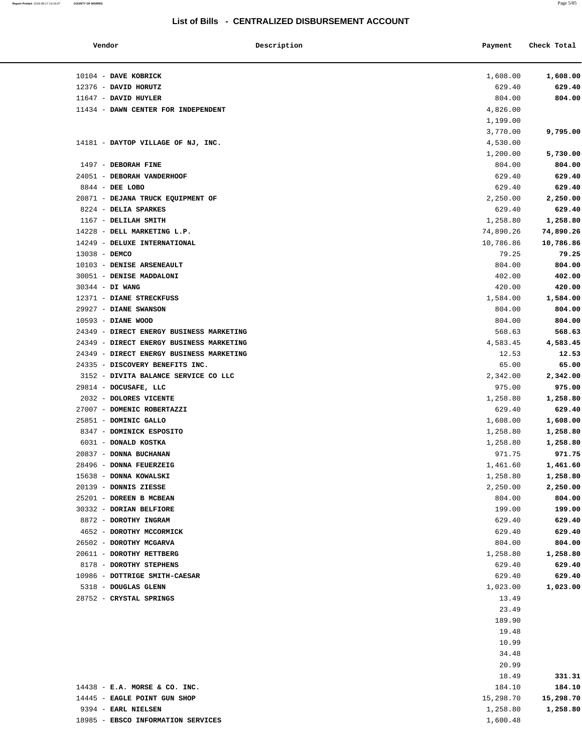## List of Bills - CENTRALIZED DISBURSEMENT ACCOUNT

| Vendor | Description | Payment | Check Total |
|---|---|---|---|
| 10104 - **DAVE KOBRICK** | | 1,608.00 | **1,608.00** |
| 12376 - **DAVID HORUTZ** | | 629.40 | **629.40** |
| 11647 - **DAVID HUYLER** | | 804.00 | **804.00** |
| 11434 - **DAWN CENTER FOR INDEPENDENT** | | 4,826.00 | |
| | | 1,199.00 | |
| | | 3,770.00 | **9,795.00** |
| 14181 - **DAYTOP VILLAGE OF NJ, INC.** | | 4,530.00 | |
| | | 1,200.00 | **5,730.00** |
| 1497 - **DEBORAH FINE** | | 804.00 | **804.00** |
| 24051 - **DEBORAH VANDERHOOF** | | 629.40 | **629.40** |
| 8844 - **DEE LOBO** | | 629.40 | **629.40** |
| 20871 - **DEJANA TRUCK EQUIPMENT OF** | | 2,250.00 | **2,250.00** |
| 8224 - **DELIA SPARKES** | | 629.40 | **629.40** |
| 1167 - **DELILAH SMITH** | | 1,258.80 | **1,258.80** |
| 14228 - **DELL MARKETING L.P.** | | 74,890.26 | **74,890.26** |
| 14249 - **DELUXE INTERNATIONAL** | | 10,786.86 | **10,786.86** |
| 13038 - **DEMCO** | | 79.25 | **79.25** |
| 10103 - **DENISE ARSENEAULT** | | 804.00 | **804.00** |
| 30051 - **DENISE MADDALONI** | | 402.00 | **402.00** |
| 30344 - **DI WANG** | | 420.00 | **420.00** |
| 12371 - **DIANE STRECKFUSS** | | 1,584.00 | **1,584.00** |
| 29927 - **DIANE SWANSON** | | 804.00 | **804.00** |
| 10593 - **DIANE WOOD** | | 804.00 | **804.00** |
| 24349 - **DIRECT ENERGY BUSINESS MARKETING** | | 568.63 | **568.63** |
| 24349 - **DIRECT ENERGY BUSINESS MARKETING** | | 4,583.45 | **4,583.45** |
| 24349 - **DIRECT ENERGY BUSINESS MARKETING** | | 12.53 | **12.53** |
| 24335 - **DISCOVERY BENEFITS INC.** | | 65.00 | **65.00** |
| 3152 - **DIVITA BALANCE SERVICE CO LLC** | | 2,342.00 | **2,342.00** |
| 29814 - **DOCUSAFE, LLC** | | 975.00 | **975.00** |
| 2032 - **DOLORES VICENTE** | | 1,258.80 | **1,258.80** |
| 27007 - **DOMENIC ROBERTAZZI** | | 629.40 | **629.40** |
| 25851 - **DOMINIC GALLO** | | 1,608.00 | **1,608.00** |
| 8347 - **DOMINICK ESPOSITO** | | 1,258.80 | **1,258.80** |
| 6031 - **DONALD KOSTKA** | | 1,258.80 | **1,258.80** |
| 20837 - **DONNA BUCHANAN** | | 971.75 | **971.75** |
| 28496 - **DONNA FEUERZEIG** | | 1,461.60 | **1,461.60** |
| 15638 - **DONNA KOWALSKI** | | 1,258.80 | **1,258.80** |
| 20139 - **DONNIS ZIESSE** | | 2,250.00 | **2,250.00** |
| 25201 - **DOREEN B MCBEAN** | | 804.00 | **804.00** |
| 30332 - **DORIAN BELFIORE** | | 199.00 | **199.00** |
| 8872 - **DOROTHY INGRAM** | | 629.40 | **629.40** |
| 4652 - **DOROTHY MCCORMICK** | | 629.40 | **629.40** |
| 26502 - **DOROTHY MCGARVA** | | 804.00 | **804.00** |
| 20611 - **DOROTHY RETTBERG** | | 1,258.80 | **1,258.80** |
| 8178 - **DOROTHY STEPHENS** | | 629.40 | **629.40** |
| 10986 - **DOTTRIGE SMITH-CAESAR** | | 629.40 | **629.40** |
| 5318 - **DOUGLAS GLENN** | | 1,023.00 | **1,023.00** |
| 28752 - **CRYSTAL SPRINGS** | | 13.49 | |
| | | 23.49 | |
| | | 189.90 | |
| | | 19.48 | |
| | | 10.99 | |
| | | 34.48 | |
| | | 20.99 | |
| | | 18.49 | **331.31** |
| 14438 - **E.A. MORSE & CO. INC.** | | 184.10 | **184.10** |
| 14445 - **EAGLE POINT GUN SHOP** | | 15,298.70 | **15,298.70** |
| 9394 - **EARL NIELSEN** | | 1,258.80 | **1,258.80** |
| 18985 - **EBSCO INFORMATION SERVICES** | | 1,600.48 | |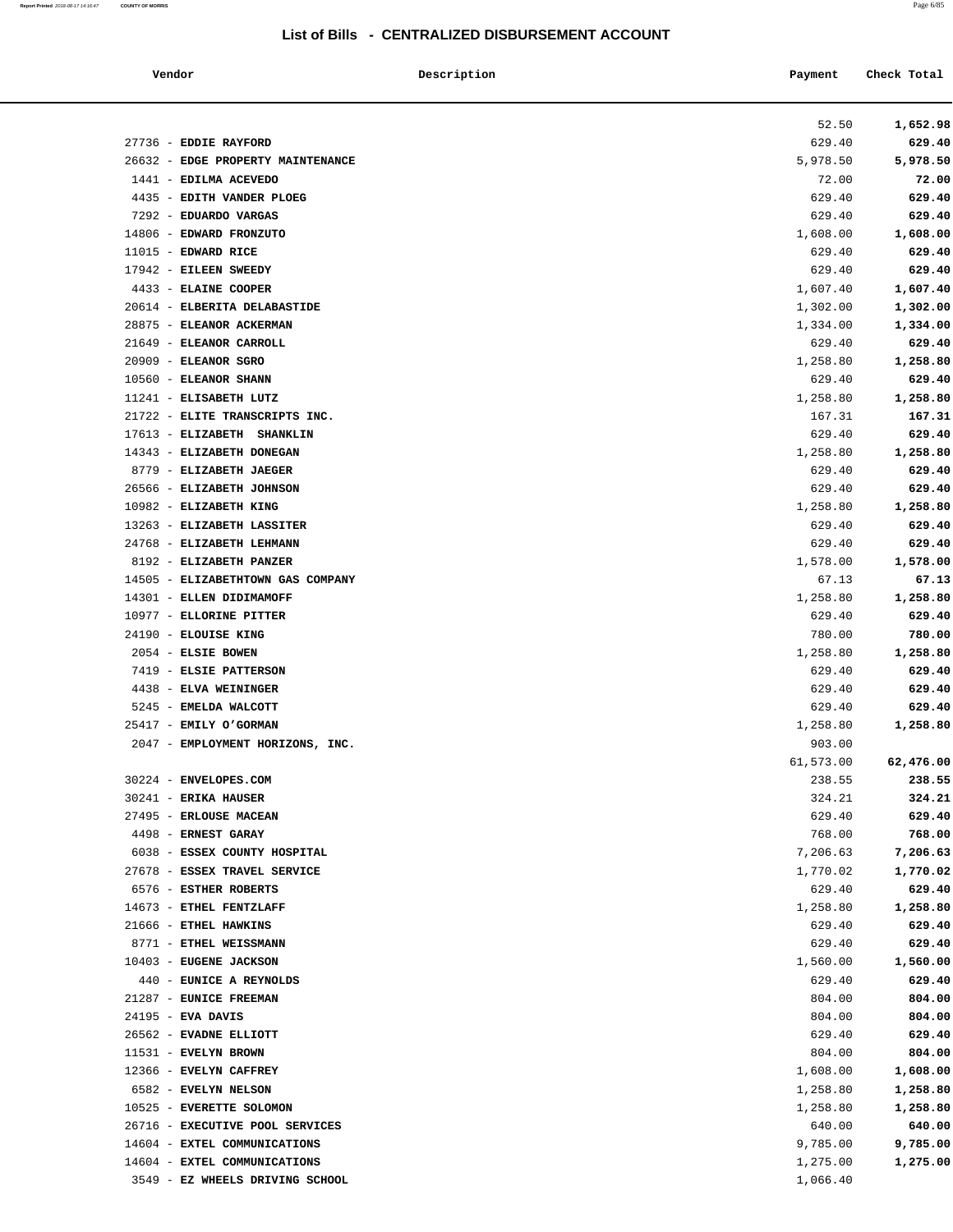## List of Bills - CENTRALIZED DISBURSEMENT ACCOUNT

| Vendor | Description | Payment | Check Total |
|---|---|---|---|
| | | 52.50 | **1,652.98** |
| 27736 - **EDDIE RAYFORD** | | 629.40 | **629.40** |
| 26632 - **EDGE PROPERTY MAINTENANCE** | | 5,978.50 | **5,978.50** |
| 1441 - **EDILMA ACEVEDO** | | 72.00 | **72.00** |
| 4435 - **EDITH VANDER PLOEG** | | 629.40 | **629.40** |
| 7292 - **EDUARDO VARGAS** | | 629.40 | **629.40** |
| 14806 - **EDWARD FRONZUTO** | | 1,608.00 | **1,608.00** |
| 11015 - **EDWARD RICE** | | 629.40 | **629.40** |
| 17942 - **EILEEN SWEEDY** | | 629.40 | **629.40** |
| 4433 - **ELAINE COOPER** | | 1,607.40 | **1,607.40** |
| 20614 - **ELBERITA DELABASTIDE** | | 1,302.00 | **1,302.00** |
| 28875 - **ELEANOR ACKERMAN** | | 1,334.00 | **1,334.00** |
| 21649 - **ELEANOR CARROLL** | | 629.40 | **629.40** |
| 20909 - **ELEANOR SGRO** | | 1,258.80 | **1,258.80** |
| 10560 - **ELEANOR SHANN** | | 629.40 | **629.40** |
| 11241 - **ELISABETH LUTZ** | | 1,258.80 | **1,258.80** |
| 21722 - **ELITE TRANSCRIPTS INC.** | | 167.31 | **167.31** |
| 17613 - **ELIZABETH SHANKLIN** | | 629.40 | **629.40** |
| 14343 - **ELIZABETH DONEGAN** | | 1,258.80 | **1,258.80** |
| 8779 - **ELIZABETH JAEGER** | | 629.40 | **629.40** |
| 26566 - **ELIZABETH JOHNSON** | | 629.40 | **629.40** |
| 10982 - **ELIZABETH KING** | | 1,258.80 | **1,258.80** |
| 13263 - **ELIZABETH LASSITER** | | 629.40 | **629.40** |
| 24768 - **ELIZABETH LEHMANN** | | 629.40 | **629.40** |
| 8192 - **ELIZABETH PANZER** | | 1,578.00 | **1,578.00** |
| 14505 - **ELIZABETHTOWN GAS COMPANY** | | 67.13 | **67.13** |
| 14301 - **ELLEN DIDIMAMOFF** | | 1,258.80 | **1,258.80** |
| 10977 - **ELLORINE PITTER** | | 629.40 | **629.40** |
| 24190 - **ELOUISE KING** | | 780.00 | **780.00** |
| 2054 - **ELSIE BOWEN** | | 1,258.80 | **1,258.80** |
| 7419 - **ELSIE PATTERSON** | | 629.40 | **629.40** |
| 4438 - **ELVA WEININGER** | | 629.40 | **629.40** |
| 5245 - **EMELDA WALCOTT** | | 629.40 | **629.40** |
| 25417 - **EMILY O'GORMAN** | | 1,258.80 | **1,258.80** |
| 2047 - **EMPLOYMENT HORIZONS, INC.** | | 903.00 | |
| | | 61,573.00 | **62,476.00** |
| 30224 - **ENVELOPES.COM** | | 238.55 | **238.55** |
| 30241 - **ERIKA HAUSER** | | 324.21 | **324.21** |
| 27495 - **ERLOUSE MACEAN** | | 629.40 | **629.40** |
| 4498 - **ERNEST GARAY** | | 768.00 | **768.00** |
| 6038 - **ESSEX COUNTY HOSPITAL** | | 7,206.63 | **7,206.63** |
| 27678 - **ESSEX TRAVEL SERVICE** | | 1,770.02 | **1,770.02** |
| 6576 - **ESTHER ROBERTS** | | 629.40 | **629.40** |
| 14673 - **ETHEL FENTZLAFF** | | 1,258.80 | **1,258.80** |
| 21666 - **ETHEL HAWKINS** | | 629.40 | **629.40** |
| 8771 - **ETHEL WEISSMANN** | | 629.40 | **629.40** |
| 10403 - **EUGENE JACKSON** | | 1,560.00 | **1,560.00** |
| 440 - **EUNICE A REYNOLDS** | | 629.40 | **629.40** |
| 21287 - **EUNICE FREEMAN** | | 804.00 | **804.00** |
| 24195 - **EVA DAVIS** | | 804.00 | **804.00** |
| 26562 - **EVADNE ELLIOTT** | | 629.40 | **629.40** |
| 11531 - **EVELYN BROWN** | | 804.00 | **804.00** |
| 12366 - **EVELYN CAFFREY** | | 1,608.00 | **1,608.00** |
| 6582 - **EVELYN NELSON** | | 1,258.80 | **1,258.80** |
| 10525 - **EVERETTE SOLOMON** | | 1,258.80 | **1,258.80** |
| 26716 - **EXECUTIVE POOL SERVICES** | | 640.00 | **640.00** |
| 14604 - **EXTEL COMMUNICATIONS** | | 9,785.00 | **9,785.00** |
| 14604 - **EXTEL COMMUNICATIONS** | | 1,275.00 | **1,275.00** |
| 3549 - **EZ WHEELS DRIVING SCHOOL** | | 1,066.40 | |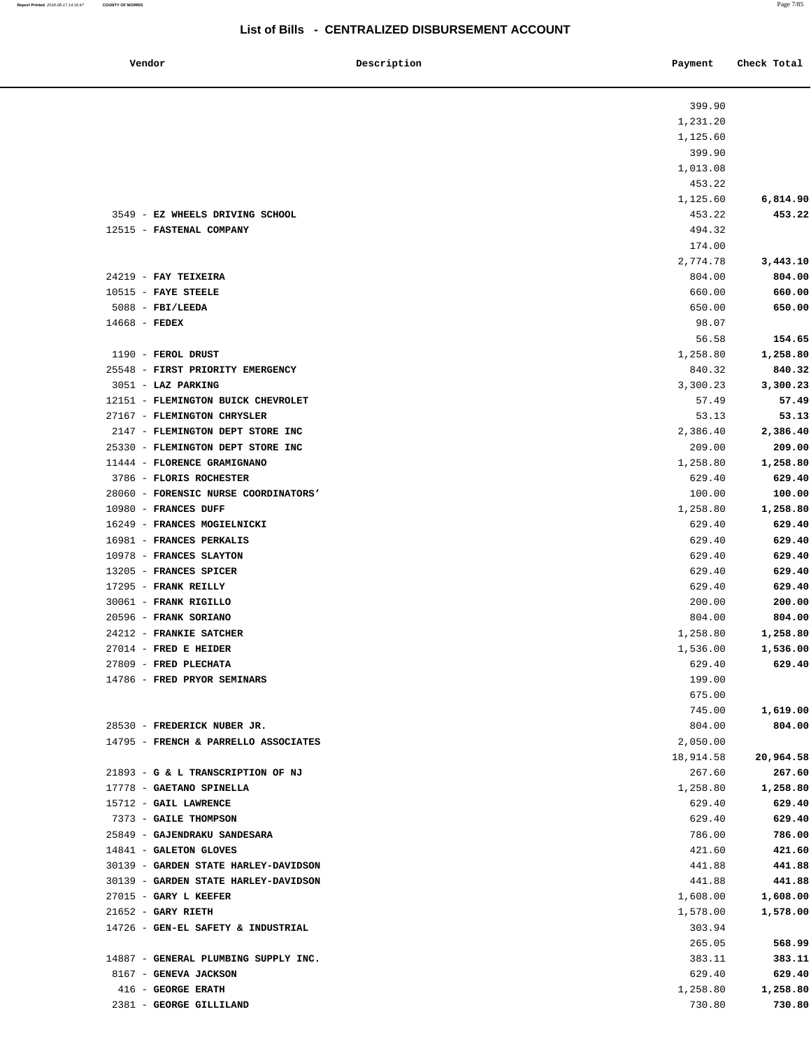# List of Bills - CENTRALIZED DISBURSEMENT ACCOUNT

| Vendor | Description | Payment | Check Total |
| --- | --- | --- | --- |
| | | 399.90 | |
| | | 1,231.20 | |
| | | 1,125.60 | |
| | | 399.90 | |
| | | 1,013.08 | |
| | | 453.22 | |
| | | 1,125.60 | **6,814.90** |
| 3549 - **EZ WHEELS DRIVING SCHOOL** | | 453.22 | **453.22** |
| 12515 - **FASTENAL COMPANY** | | 494.32 | |
| | | 174.00 | |
| | | 2,774.78 | **3,443.10** |
| 24219 - **FAY TEIXEIRA** | | 804.00 | **804.00** |
| 10515 - **FAYE STEELE** | | 660.00 | **660.00** |
| 5088 - **FBI/LEEDA** | | 650.00 | **650.00** |
| 14668 - **FEDEX** | | 98.07 | |
| | | 56.58 | **154.65** |
| 1190 - **FEROL DRUST** | | 1,258.80 | **1,258.80** |
| 25548 - **FIRST PRIORITY EMERGENCY** | | 840.32 | **840.32** |
| 3051 - **LAZ PARKING** | | 3,300.23 | **3,300.23** |
| 12151 - **FLEMINGTON BUICK CHEVROLET** | | 57.49 | **57.49** |
| 27167 - **FLEMINGTON CHRYSLER** | | 53.13 | **53.13** |
| 2147 - **FLEMINGTON DEPT STORE INC** | | 2,386.40 | **2,386.40** |
| 25330 - **FLEMINGTON DEPT STORE INC** | | 209.00 | **209.00** |
| 11444 - **FLORENCE GRAMIGNANO** | | 1,258.80 | **1,258.80** |
| 3786 - **FLORIS ROCHESTER** | | 629.40 | **629.40** |
| 28060 - **FORENSIC NURSE COORDINATORS'** | | 100.00 | **100.00** |
| 10980 - **FRANCES DUFF** | | 1,258.80 | **1,258.80** |
| 16249 - **FRANCES MOGIELNICKI** | | 629.40 | **629.40** |
| 16981 - **FRANCES PERKALIS** | | 629.40 | **629.40** |
| 10978 - **FRANCES SLAYTON** | | 629.40 | **629.40** |
| 13205 - **FRANCES SPICER** | | 629.40 | **629.40** |
| 17295 - **FRANK REILLY** | | 629.40 | **629.40** |
| 30061 - **FRANK RIGILLO** | | 200.00 | **200.00** |
| 20596 - **FRANK SORIANO** | | 804.00 | **804.00** |
| 24212 - **FRANKIE SATCHER** | | 1,258.80 | **1,258.80** |
| 27014 - **FRED E HEIDER** | | 1,536.00 | **1,536.00** |
| 27809 - **FRED PLECHATA** | | 629.40 | **629.40** |
| 14786 - **FRED PRYOR SEMINARS** | | 199.00 | |
| | | 675.00 | |
| | | 745.00 | **1,619.00** |
| 28530 - **FREDERICK NUBER JR.** | | 804.00 | **804.00** |
| 14795 - **FRENCH & PARRELLO ASSOCIATES** | | 2,050.00 | |
| | | 18,914.58 | **20,964.58** |
| 21893 - **G & L TRANSCRIPTION OF NJ** | | 267.60 | **267.60** |
| 17778 - **GAETANO SPINELLA** | | 1,258.80 | **1,258.80** |
| 15712 - **GAIL LAWRENCE** | | 629.40 | **629.40** |
| 7373 - **GAILE THOMPSON** | | 629.40 | **629.40** |
| 25849 - **GAJENDRAKU SANDESARA** | | 786.00 | **786.00** |
| 14841 - **GALETON GLOVES** | | 421.60 | **421.60** |
| 30139 - **GARDEN STATE HARLEY-DAVIDSON** | | 441.88 | **441.88** |
| 30139 - **GARDEN STATE HARLEY-DAVIDSON** | | 441.88 | **441.88** |
| 27015 - **GARY L KEEFER** | | 1,608.00 | **1,608.00** |
| 21652 - **GARY RIETH** | | 1,578.00 | **1,578.00** |
| 14726 - **GEN-EL SAFETY & INDUSTRIAL** | | 303.94 | |
| | | 265.05 | **568.99** |
| 14887 - **GENERAL PLUMBING SUPPLY INC.** | | 383.11 | **383.11** |
| 8167 - **GENEVA JACKSON** | | 629.40 | **629.40** |
| 416 - **GEORGE ERATH** | | 1,258.80 | **1,258.80** |
| 2381 - **GEORGE GILLILAND** | | 730.80 | **730.80** |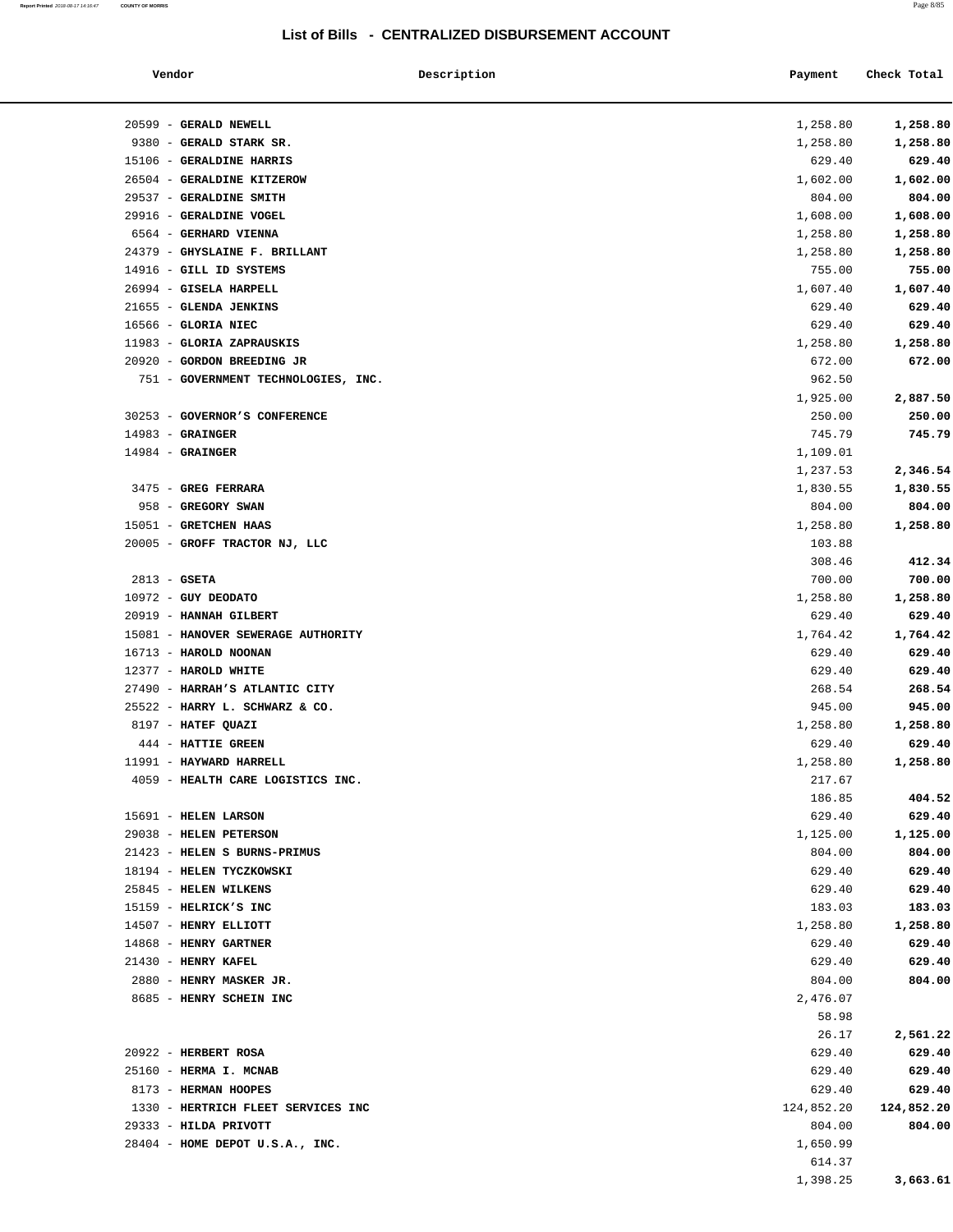## List of Bills - CENTRALIZED DISBURSEMENT ACCOUNT

| Vendor | Description | Payment | Check Total |
|---|---|---|---|
| 20599 - **GERALD NEWELL** | | 1,258.80 | **1,258.80** |
| 9380 - **GERALD STARK SR.** | | 1,258.80 | **1,258.80** |
| 15106 - **GERALDINE HARRIS** | | 629.40 | **629.40** |
| 26504 - **GERALDINE KITZEROW** | | 1,602.00 | **1,602.00** |
| 29537 - **GERALDINE SMITH** | | 804.00 | **804.00** |
| 29916 - **GERALDINE VOGEL** | | 1,608.00 | **1,608.00** |
| 6564 - **GERHARD VIENNA** | | 1,258.80 | **1,258.80** |
| 24379 - **GHYSLAINE F. BRILLANT** | | 1,258.80 | **1,258.80** |
| 14916 - **GILL ID SYSTEMS** | | 755.00 | **755.00** |
| 26994 - **GISELA HARPELL** | | 1,607.40 | **1,607.40** |
| 21655 - **GLENDA JENKINS** | | 629.40 | **629.40** |
| 16566 - **GLORIA NIEC** | | 629.40 | **629.40** |
| 11983 - **GLORIA ZAPRAUSKIS** | | 1,258.80 | **1,258.80** |
| 20920 - **GORDON BREEDING JR** | | 672.00 | **672.00** |
| 751 - **GOVERNMENT TECHNOLOGIES, INC.** | | 962.50 | |
| | | 1,925.00 | **2,887.50** |
| 30253 - **GOVERNOR'S CONFERENCE** | | 250.00 | **250.00** |
| 14983 - **GRAINGER** | | 745.79 | **745.79** |
| 14984 - **GRAINGER** | | 1,109.01 | |
| | | 1,237.53 | **2,346.54** |
| 3475 - **GREG FERRARA** | | 1,830.55 | **1,830.55** |
| 958 - **GREGORY SWAN** | | 804.00 | **804.00** |
| 15051 - **GRETCHEN HAAS** | | 1,258.80 | **1,258.80** |
| 20005 - **GROFF TRACTOR NJ, LLC** | | 103.88 | |
| | | 308.46 | **412.34** |
| 2813 - **GSETA** | | 700.00 | **700.00** |
| 10972 - **GUY DEODATO** | | 1,258.80 | **1,258.80** |
| 20919 - **HANNAH GILBERT** | | 629.40 | **629.40** |
| 15081 - **HANOVER SEWERAGE AUTHORITY** | | 1,764.42 | **1,764.42** |
| 16713 - **HAROLD NOONAN** | | 629.40 | **629.40** |
| 12377 - **HAROLD WHITE** | | 629.40 | **629.40** |
| 27490 - **HARRAH'S ATLANTIC CITY** | | 268.54 | **268.54** |
| 25522 - **HARRY L. SCHWARZ & CO.** | | 945.00 | **945.00** |
| 8197 - **HATEF QUAZI** | | 1,258.80 | **1,258.80** |
| 444 - **HATTIE GREEN** | | 629.40 | **629.40** |
| 11991 - **HAYWARD HARRELL** | | 1,258.80 | **1,258.80** |
| 4059 - **HEALTH CARE LOGISTICS INC.** | | 217.67 | |
| | | 186.85 | **404.52** |
| 15691 - **HELEN LARSON** | | 629.40 | **629.40** |
| 29038 - **HELEN PETERSON** | | 1,125.00 | **1,125.00** |
| 21423 - **HELEN S BURNS-PRIMUS** | | 804.00 | **804.00** |
| 18194 - **HELEN TYCZKOWSKI** | | 629.40 | **629.40** |
| 25845 - **HELEN WILKENS** | | 629.40 | **629.40** |
| 15159 - **HELRICK'S INC** | | 183.03 | **183.03** |
| 14507 - **HENRY ELLIOTT** | | 1,258.80 | **1,258.80** |
| 14868 - **HENRY GARTNER** | | 629.40 | **629.40** |
| 21430 - **HENRY KAFEL** | | 629.40 | **629.40** |
| 2880 - **HENRY MASKER JR.** | | 804.00 | **804.00** |
| 8685 - **HENRY SCHEIN INC** | | 2,476.07 | |
| | | 58.98 | |
| | | 26.17 | **2,561.22** |
| 20922 - **HERBERT ROSA** | | 629.40 | **629.40** |
| 25160 - **HERMA I. MCNAB** | | 629.40 | **629.40** |
| 8173 - **HERMAN HOOPES** | | 629.40 | **629.40** |
| 1330 - **HERTRICH FLEET SERVICES INC** | | 124,852.20 | **124,852.20** |
| 29333 - **HILDA PRIVOTT** | | 804.00 | **804.00** |
| 28404 - **HOME DEPOT U.S.A., INC.** | | 1,650.99 | |
| | | 614.37 | |
| | | 1,398.25 | **3,663.61** |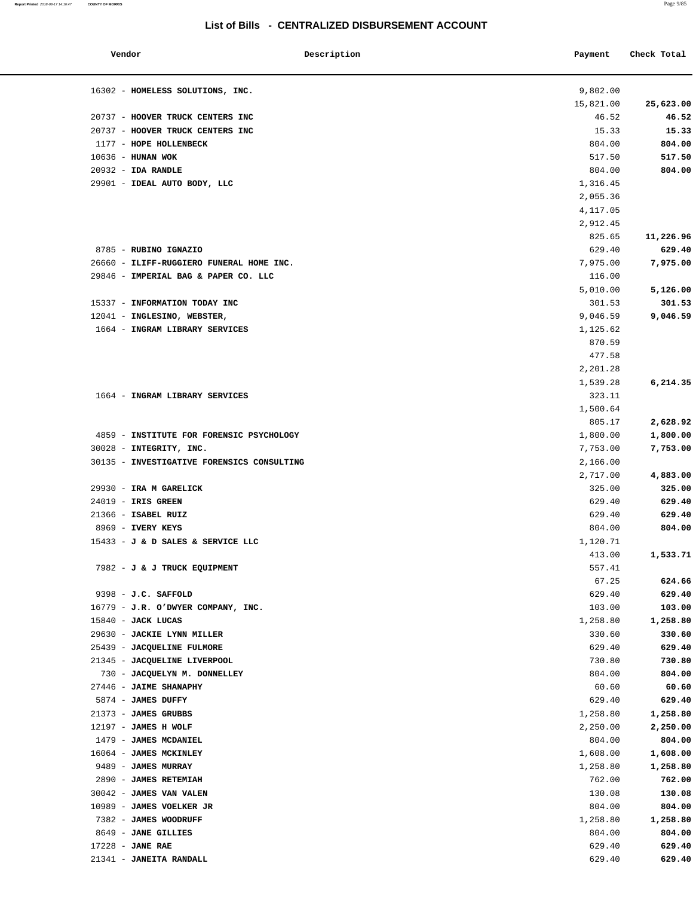## List of Bills - CENTRALIZED DISBURSEMENT ACCOUNT

| Vendor | Description | Payment | Check Total |
|---|---|---|---|
| 16302 - **HOMELESS SOLUTIONS, INC.** | | 9,802.00 | |
| | | 15,821.00 | **25,623.00** |
| 20737 - **HOOVER TRUCK CENTERS INC** | | 46.52 | **46.52** |
| 20737 - **HOOVER TRUCK CENTERS INC** | | 15.33 | **15.33** |
| 1177 - **HOPE HOLLENBECK** | | 804.00 | **804.00** |
| 10636 - **HUNAN WOK** | | 517.50 | **517.50** |
| 20932 - **IDA RANDLE** | | 804.00 | **804.00** |
| 29901 - **IDEAL AUTO BODY, LLC** | | 1,316.45 | |
| | | 2,055.36 | |
| | | 4,117.05 | |
| | | 2,912.45 | |
| | | 825.65 | **11,226.96** |
| 8785 - **RUBINO IGNAZIO** | | 629.40 | **629.40** |
| 26660 - **ILIFF-RUGGIERO FUNERAL HOME INC.** | | 7,975.00 | **7,975.00** |
| 29846 - **IMPERIAL BAG & PAPER CO. LLC** | | 116.00 | |
| | | 5,010.00 | **5,126.00** |
| 15337 - **INFORMATION TODAY INC** | | 301.53 | **301.53** |
| 12041 - **INGLESINO, WEBSTER,** | | 9,046.59 | **9,046.59** |
| 1664 - **INGRAM LIBRARY SERVICES** | | 1,125.62 | |
| | | 870.59 | |
| | | 477.58 | |
| | | 2,201.28 | |
| | | 1,539.28 | **6,214.35** |
| 1664 - **INGRAM LIBRARY SERVICES** | | 323.11 | |
| | | 1,500.64 | |
| | | 805.17 | **2,628.92** |
| 4859 - **INSTITUTE FOR FORENSIC PSYCHOLOGY** | | 1,800.00 | **1,800.00** |
| 30028 - **INTEGRITY, INC.** | | 7,753.00 | **7,753.00** |
| 30135 - **INVESTIGATIVE FORENSICS CONSULTING** | | 2,166.00 | |
| | | 2,717.00 | **4,883.00** |
| 29930 - **IRA M GARELICK** | | 325.00 | **325.00** |
| 24019 - **IRIS GREEN** | | 629.40 | **629.40** |
| 21366 - **ISABEL RUIZ** | | 629.40 | **629.40** |
| 8969 - **IVERY KEYS** | | 804.00 | **804.00** |
| 15433 - **J & D SALES & SERVICE LLC** | | 1,120.71 | |
| | | 413.00 | **1,533.71** |
| 7982 - **J & J TRUCK EQUIPMENT** | | 557.41 | |
| | | 67.25 | **624.66** |
| 9398 - **J.C. SAFFOLD** | | 629.40 | **629.40** |
| 16779 - **J.R. O'DWYER COMPANY, INC.** | | 103.00 | **103.00** |
| 15840 - **JACK LUCAS** | | 1,258.80 | **1,258.80** |
| 29630 - **JACKIE LYNN MILLER** | | 330.60 | **330.60** |
| 25439 - **JACQUELINE FULMORE** | | 629.40 | **629.40** |
| 21345 - **JACQUELINE LIVERPOOL** | | 730.80 | **730.80** |
| 730 - **JACQUELYN M. DONNELLEY** | | 804.00 | **804.00** |
| 27446 - **JAIME SHANAPHY** | | 60.60 | **60.60** |
| 5874 - **JAMES DUFFY** | | 629.40 | **629.40** |
| 21373 - **JAMES GRUBBS** | | 1,258.80 | **1,258.80** |
| 12197 - **JAMES H WOLF** | | 2,250.00 | **2,250.00** |
| 1479 - **JAMES MCDANIEL** | | 804.00 | **804.00** |
| 16064 - **JAMES MCKINLEY** | | 1,608.00 | **1,608.00** |
| 9489 - **JAMES MURRAY** | | 1,258.80 | **1,258.80** |
| 2890 - **JAMES RETEMIAH** | | 762.00 | **762.00** |
| 30042 - **JAMES VAN VALEN** | | 130.08 | **130.08** |
| 10989 - **JAMES VOELKER JR** | | 804.00 | **804.00** |
| 7382 - **JAMES WOODRUFF** | | 1,258.80 | **1,258.80** |
| 8649 - **JANE GILLIES** | | 804.00 | **804.00** |
| 17228 - **JANE RAE** | | 629.40 | **629.40** |
| 21341 - **JANEITA RANDALL** | | 629.40 | **629.40** |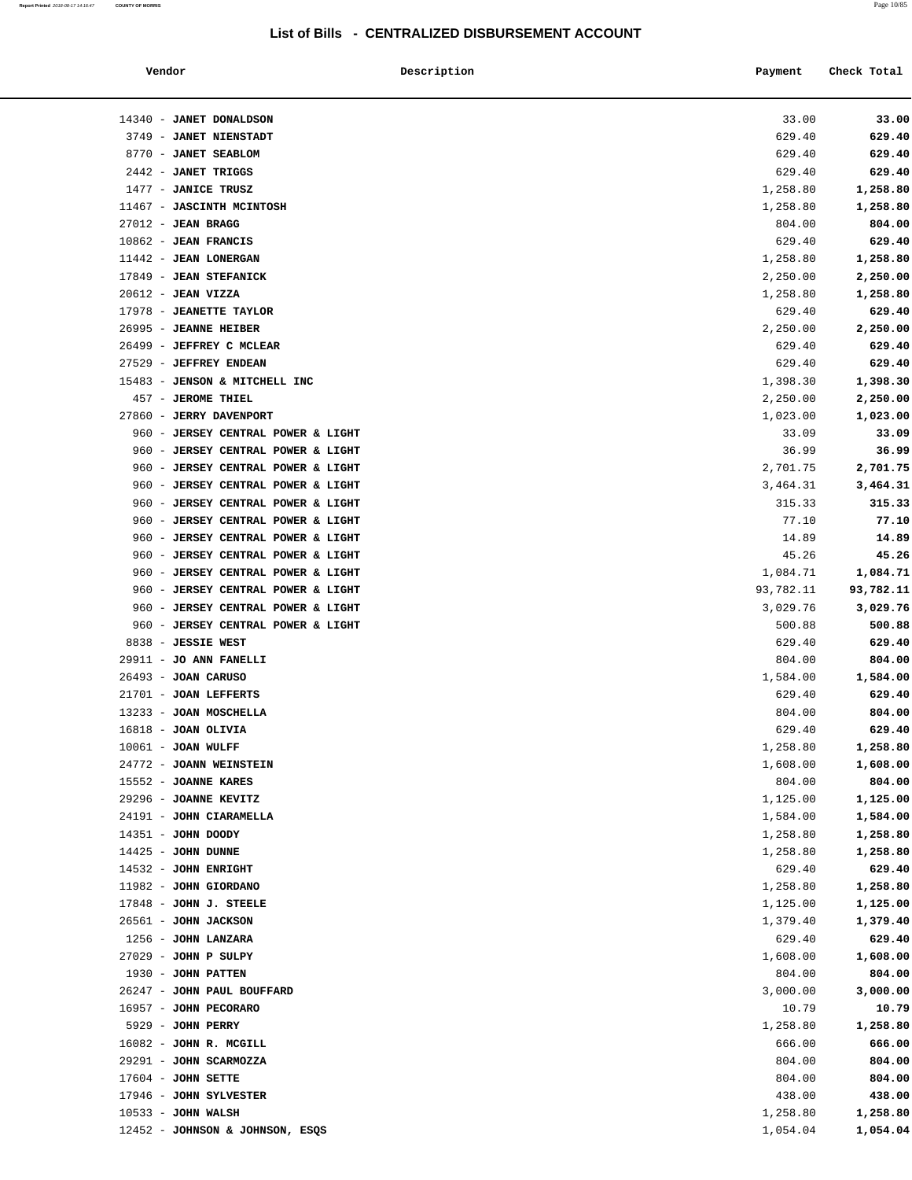# List of Bills - CENTRALIZED DISBURSEMENT ACCOUNT

| Vendor | Description | Payment | Check Total |
|---|---|---|---|
| 14340 - **JANET DONALDSON** | | 33.00 | **33.00** |
| 3749 - **JANET NIENSTADT** | | 629.40 | **629.40** |
| 8770 - **JANET SEABLOM** | | 629.40 | **629.40** |
| 2442 - **JANET TRIGGS** | | 629.40 | **629.40** |
| 1477 - **JANICE TRUSZ** | | 1,258.80 | **1,258.80** |
| 11467 - **JASCINTH MCINTOSH** | | 1,258.80 | **1,258.80** |
| 27012 - **JEAN BRAGG** | | 804.00 | **804.00** |
| 10862 - **JEAN FRANCIS** | | 629.40 | **629.40** |
| 11442 - **JEAN LONERGAN** | | 1,258.80 | **1,258.80** |
| 17849 - **JEAN STEFANICK** | | 2,250.00 | **2,250.00** |
| 20612 - **JEAN VIZZA** | | 1,258.80 | **1,258.80** |
| 17978 - **JEANETTE TAYLOR** | | 629.40 | **629.40** |
| 26995 - **JEANNE HEIBER** | | 2,250.00 | **2,250.00** |
| 26499 - **JEFFREY C MCLEAR** | | 629.40 | **629.40** |
| 27529 - **JEFFREY ENDEAN** | | 629.40 | **629.40** |
| 15483 - **JENSON & MITCHELL INC** | | 1,398.30 | **1,398.30** |
| 457 - **JEROME THIEL** | | 2,250.00 | **2,250.00** |
| 27860 - **JERRY DAVENPORT** | | 1,023.00 | **1,023.00** |
| 960 - **JERSEY CENTRAL POWER & LIGHT** | | 33.09 | **33.09** |
| 960 - **JERSEY CENTRAL POWER & LIGHT** | | 36.99 | **36.99** |
| 960 - **JERSEY CENTRAL POWER & LIGHT** | | 2,701.75 | **2,701.75** |
| 960 - **JERSEY CENTRAL POWER & LIGHT** | | 3,464.31 | **3,464.31** |
| 960 - **JERSEY CENTRAL POWER & LIGHT** | | 315.33 | **315.33** |
| 960 - **JERSEY CENTRAL POWER & LIGHT** | | 77.10 | **77.10** |
| 960 - **JERSEY CENTRAL POWER & LIGHT** | | 14.89 | **14.89** |
| 960 - **JERSEY CENTRAL POWER & LIGHT** | | 45.26 | **45.26** |
| 960 - **JERSEY CENTRAL POWER & LIGHT** | | 1,084.71 | **1,084.71** |
| 960 - **JERSEY CENTRAL POWER & LIGHT** | | 93,782.11 | **93,782.11** |
| 960 - **JERSEY CENTRAL POWER & LIGHT** | | 3,029.76 | **3,029.76** |
| 960 - **JERSEY CENTRAL POWER & LIGHT** | | 500.88 | **500.88** |
| 8838 - **JESSIE WEST** | | 629.40 | **629.40** |
| 29911 - **JO ANN FANELLI** | | 804.00 | **804.00** |
| 26493 - **JOAN CARUSO** | | 1,584.00 | **1,584.00** |
| 21701 - **JOAN LEFFERTS** | | 629.40 | **629.40** |
| 13233 - **JOAN MOSCHELLA** | | 804.00 | **804.00** |
| 16818 - **JOAN OLIVIA** | | 629.40 | **629.40** |
| 10061 - **JOAN WULFF** | | 1,258.80 | **1,258.80** |
| 24772 - **JOANN WEINSTEIN** | | 1,608.00 | **1,608.00** |
| 15552 - **JOANNE KARES** | | 804.00 | **804.00** |
| 29296 - **JOANNE KEVITZ** | | 1,125.00 | **1,125.00** |
| 24191 - **JOHN CIARAMELLA** | | 1,584.00 | **1,584.00** |
| 14351 - **JOHN DOODY** | | 1,258.80 | **1,258.80** |
| 14425 - **JOHN DUNNE** | | 1,258.80 | **1,258.80** |
| 14532 - **JOHN ENRIGHT** | | 629.40 | **629.40** |
| 11982 - **JOHN GIORDANO** | | 1,258.80 | **1,258.80** |
| 17848 - **JOHN J. STEELE** | | 1,125.00 | **1,125.00** |
| 26561 - **JOHN JACKSON** | | 1,379.40 | **1,379.40** |
| 1256 - **JOHN LANZARA** | | 629.40 | **629.40** |
| 27029 - **JOHN P SULPY** | | 1,608.00 | **1,608.00** |
| 1930 - **JOHN PATTEN** | | 804.00 | **804.00** |
| 26247 - **JOHN PAUL BOUFFARD** | | 3,000.00 | **3,000.00** |
| 16957 - **JOHN PECORARO** | | 10.79 | **10.79** |
| 5929 - **JOHN PERRY** | | 1,258.80 | **1,258.80** |
| 16082 - **JOHN R. MCGILL** | | 666.00 | **666.00** |
| 29291 - **JOHN SCARMOZZA** | | 804.00 | **804.00** |
| 17604 - **JOHN SETTE** | | 804.00 | **804.00** |
| 17946 - **JOHN SYLVESTER** | | 438.00 | **438.00** |
| 10533 - **JOHN WALSH** | | 1,258.80 | **1,258.80** |
| 12452 - **JOHNSON & JOHNSON, ESQS** | | 1,054.04 | **1,054.04** |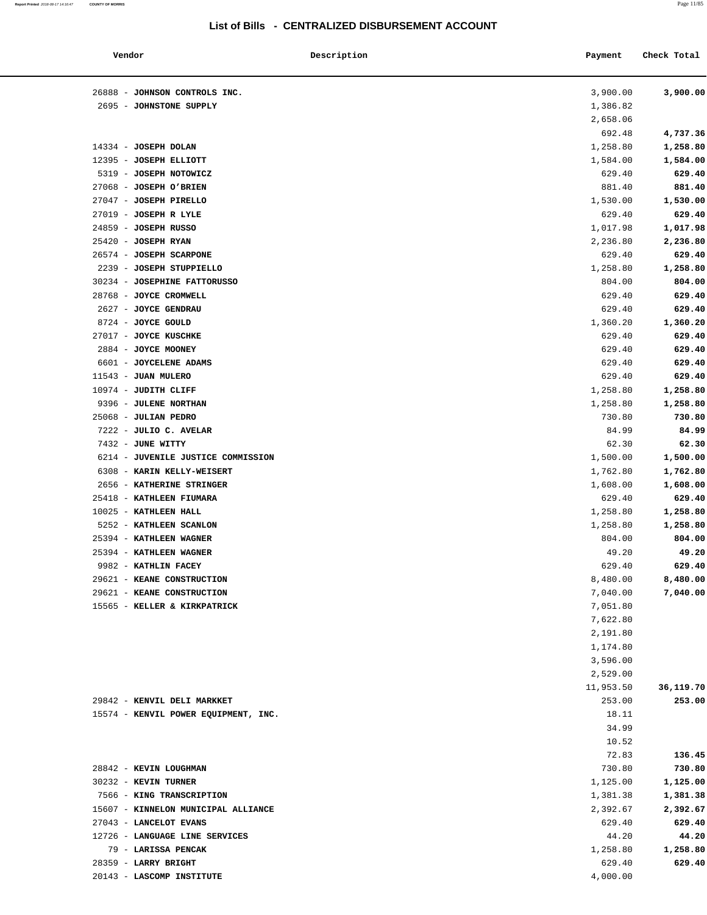## List of Bills - CENTRALIZED DISBURSEMENT ACCOUNT

| Vendor | Description | Payment | Check Total |
|---|---|---|---|
| 26888 - **JOHNSON CONTROLS INC.** | | 3,900.00 | **3,900.00** |
| 2695 - **JOHNSTONE SUPPLY** | | 1,386.82 | |
| | | 2,658.06 | |
| | | 692.48 | **4,737.36** |
| 14334 - **JOSEPH DOLAN** | | 1,258.80 | **1,258.80** |
| 12395 - **JOSEPH ELLIOTT** | | 1,584.00 | **1,584.00** |
| 5319 - **JOSEPH NOTOWICZ** | | 629.40 | **629.40** |
| 27068 - **JOSEPH O'BRIEN** | | 881.40 | **881.40** |
| 27047 - **JOSEPH PIRELLO** | | 1,530.00 | **1,530.00** |
| 27019 - **JOSEPH R LYLE** | | 629.40 | **629.40** |
| 24859 - **JOSEPH RUSSO** | | 1,017.98 | **1,017.98** |
| 25420 - **JOSEPH RYAN** | | 2,236.80 | **2,236.80** |
| 26574 - **JOSEPH SCARPONE** | | 629.40 | **629.40** |
| 2239 - **JOSEPH STUPPIELLO** | | 1,258.80 | **1,258.80** |
| 30234 - **JOSEPHINE FATTORUSSO** | | 804.00 | **804.00** |
| 28768 - **JOYCE CROMWELL** | | 629.40 | **629.40** |
| 2627 - **JOYCE GENDRAU** | | 629.40 | **629.40** |
| 8724 - **JOYCE GOULD** | | 1,360.20 | **1,360.20** |
| 27017 - **JOYCE KUSCHKE** | | 629.40 | **629.40** |
| 2884 - **JOYCE MOONEY** | | 629.40 | **629.40** |
| 6601 - **JOYCELENE ADAMS** | | 629.40 | **629.40** |
| 11543 - **JUAN MULERO** | | 629.40 | **629.40** |
| 10974 - **JUDITH CLIFF** | | 1,258.80 | **1,258.80** |
| 9396 - **JULENE NORTHAN** | | 1,258.80 | **1,258.80** |
| 25068 - **JULIAN PEDRO** | | 730.80 | **730.80** |
| 7222 - **JULIO C. AVELAR** | | 84.99 | **84.99** |
| 7432 - **JUNE WITTY** | | 62.30 | **62.30** |
| 6214 - **JUVENILE JUSTICE COMMISSION** | | 1,500.00 | **1,500.00** |
| 6308 - **KARIN KELLY-WEISERT** | | 1,762.80 | **1,762.80** |
| 2656 - **KATHERINE STRINGER** | | 1,608.00 | **1,608.00** |
| 25418 - **KATHLEEN FIUMARA** | | 629.40 | **629.40** |
| 10025 - **KATHLEEN HALL** | | 1,258.80 | **1,258.80** |
| 5252 - **KATHLEEN SCANLON** | | 1,258.80 | **1,258.80** |
| 25394 - **KATHLEEN WAGNER** | | 804.00 | **804.00** |
| 25394 - **KATHLEEN WAGNER** | | 49.20 | **49.20** |
| 9982 - **KATHLIN FACEY** | | 629.40 | **629.40** |
| 29621 - **KEANE CONSTRUCTION** | | 8,480.00 | **8,480.00** |
| 29621 - **KEANE CONSTRUCTION** | | 7,040.00 | **7,040.00** |
| 15565 - **KELLER & KIRKPATRICK** | | 7,051.80 | |
| | | 7,622.80 | |
| | | 2,191.80 | |
| | | 1,174.80 | |
| | | 3,596.00 | |
| | | 2,529.00 | |
| | | 11,953.50 | **36,119.70** |
| 29842 - **KENVIL DELI MARKKET** | | 253.00 | **253.00** |
| 15574 - **KENVIL POWER EQUIPMENT, INC.** | | 18.11 | |
| | | 34.99 | |
| | | 10.52 | |
| | | 72.83 | **136.45** |
| 28842 - **KEVIN LOUGHMAN** | | 730.80 | **730.80** |
| 30232 - **KEVIN TURNER** | | 1,125.00 | **1,125.00** |
| 7566 - **KING TRANSCRIPTION** | | 1,381.38 | **1,381.38** |
| 15607 - **KINNELON MUNICIPAL ALLIANCE** | | 2,392.67 | **2,392.67** |
| 27043 - **LANCELOT EVANS** | | 629.40 | **629.40** |
| 12726 - **LANGUAGE LINE SERVICES** | | 44.20 | **44.20** |
| 79 - **LARISSA PENCAK** | | 1,258.80 | **1,258.80** |
| 28359 - **LARRY BRIGHT** | | 629.40 | **629.40** |
| 20143 - **LASCOMP INSTITUTE** | | 4,000.00 | |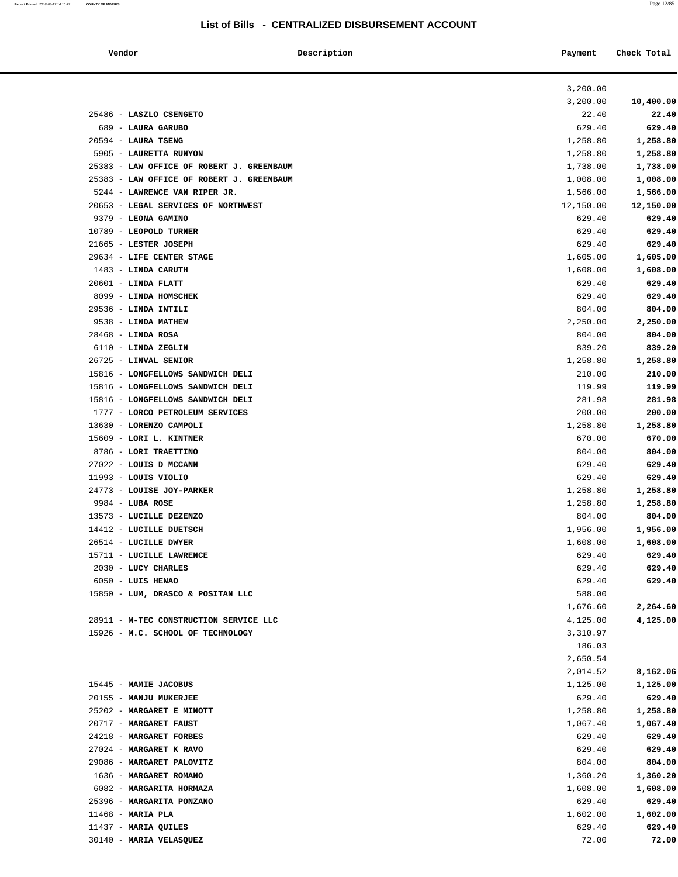## List of Bills - CENTRALIZED DISBURSEMENT ACCOUNT

| Vendor | Description | Payment | Check Total |
|---|---|---|---|
| | | 3,200.00 | |
| | | 3,200.00 | **10,400.00** |
| 25486 - **LASZLO CSENGETO** | | 22.40 | **22.40** |
| 689 - **LAURA GARUBO** | | 629.40 | **629.40** |
| 20594 - **LAURA TSENG** | | 1,258.80 | **1,258.80** |
| 5905 - **LAURETTA RUNYON** | | 1,258.80 | **1,258.80** |
| 25383 - **LAW OFFICE OF ROBERT J. GREENBAUM** | | 1,738.00 | **1,738.00** |
| 25383 - **LAW OFFICE OF ROBERT J. GREENBAUM** | | 1,008.00 | **1,008.00** |
| 5244 - **LAWRENCE VAN RIPER JR.** | | 1,566.00 | **1,566.00** |
| 20653 - **LEGAL SERVICES OF NORTHWEST** | | 12,150.00 | **12,150.00** |
| 9379 - **LEONA GAMINO** | | 629.40 | **629.40** |
| 10789 - **LEOPOLD TURNER** | | 629.40 | **629.40** |
| 21665 - **LESTER JOSEPH** | | 629.40 | **629.40** |
| 29634 - **LIFE CENTER STAGE** | | 1,605.00 | **1,605.00** |
| 1483 - **LINDA CARUTH** | | 1,608.00 | **1,608.00** |
| 20601 - **LINDA FLATT** | | 629.40 | **629.40** |
| 8099 - **LINDA HOMSCHEK** | | 629.40 | **629.40** |
| 29536 - **LINDA INTILI** | | 804.00 | **804.00** |
| 9538 - **LINDA MATHEW** | | 2,250.00 | **2,250.00** |
| 28468 - **LINDA ROSA** | | 804.00 | **804.00** |
| 6110 - **LINDA ZEGLIN** | | 839.20 | **839.20** |
| 26725 - **LINVAL SENIOR** | | 1,258.80 | **1,258.80** |
| 15816 - **LONGFELLOWS SANDWICH DELI** | | 210.00 | **210.00** |
| 15816 - **LONGFELLOWS SANDWICH DELI** | | 119.99 | **119.99** |
| 15816 - **LONGFELLOWS SANDWICH DELI** | | 281.98 | **281.98** |
| 1777 - **LORCO PETROLEUM SERVICES** | | 200.00 | **200.00** |
| 13630 - **LORENZO CAMPOLI** | | 1,258.80 | **1,258.80** |
| 15609 - **LORI L. KINTNER** | | 670.00 | **670.00** |
| 8786 - **LORI TRAETTINO** | | 804.00 | **804.00** |
| 27022 - **LOUIS D MCCANN** | | 629.40 | **629.40** |
| 11993 - **LOUIS VIOLIO** | | 629.40 | **629.40** |
| 24773 - **LOUISE JOY-PARKER** | | 1,258.80 | **1,258.80** |
| 9984 - **LUBA ROSE** | | 1,258.80 | **1,258.80** |
| 13573 - **LUCILLE DEZENZO** | | 804.00 | **804.00** |
| 14412 - **LUCILLE DUETSCH** | | 1,956.00 | **1,956.00** |
| 26514 - **LUCILLE DWYER** | | 1,608.00 | **1,608.00** |
| 15711 - **LUCILLE LAWRENCE** | | 629.40 | **629.40** |
| 2030 - **LUCY CHARLES** | | 629.40 | **629.40** |
| 6050 - **LUIS HENAO** | | 629.40 | **629.40** |
| 15850 - **LUM, DRASCO & POSITAN LLC** | | 588.00 | |
| | | 1,676.60 | **2,264.60** |
| 28911 - **M-TEC CONSTRUCTION SERVICE LLC** | | 4,125.00 | **4,125.00** |
| 15926 - **M.C. SCHOOL OF TECHNOLOGY** | | 3,310.97 | |
| | | 186.03 | |
| | | 2,650.54 | |
| | | 2,014.52 | **8,162.06** |
| 15445 - **MAMIE JACOBUS** | | 1,125.00 | **1,125.00** |
| 20155 - **MANJU MUKERJEE** | | 629.40 | **629.40** |
| 25202 - **MARGARET E MINOTT** | | 1,258.80 | **1,258.80** |
| 20717 - **MARGARET FAUST** | | 1,067.40 | **1,067.40** |
| 24218 - **MARGARET FORBES** | | 629.40 | **629.40** |
| 27024 - **MARGARET K RAVO** | | 629.40 | **629.40** |
| 29086 - **MARGARET PALOVITZ** | | 804.00 | **804.00** |
| 1636 - **MARGARET ROMANO** | | 1,360.20 | **1,360.20** |
| 6082 - **MARGARITA HORMAZA** | | 1,608.00 | **1,608.00** |
| 25396 - **MARGARITA PONZANO** | | 629.40 | **629.40** |
| 11468 - **MARIA PLA** | | 1,602.00 | **1,602.00** |
| 11437 - **MARIA QUILES** | | 629.40 | **629.40** |
| 30140 - **MARIA VELASQUEZ** | | 72.00 | **72.00** |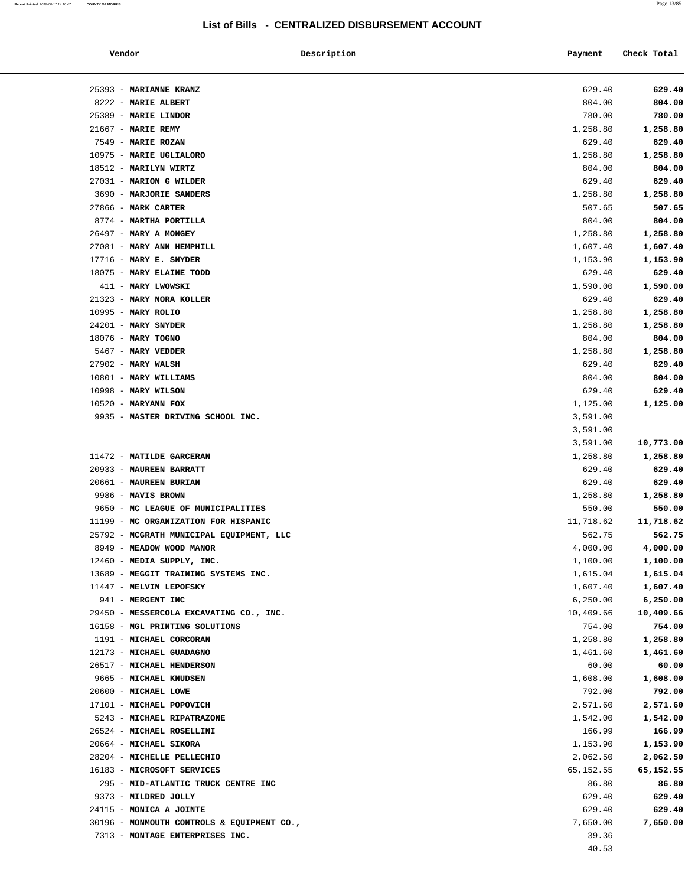# List of Bills - CENTRALIZED DISBURSEMENT ACCOUNT

| Vendor | Description | Payment | Check Total |
|---|---|---|---|
| 25393 - **MARIANNE KRANZ** | | 629.40 | **629.40** |
| 8222 - **MARIE ALBERT** | | 804.00 | **804.00** |
| 25389 - **MARIE LINDOR** | | 780.00 | **780.00** |
| 21667 - **MARIE REMY** | | 1,258.80 | **1,258.80** |
| 7549 - **MARIE ROZAN** | | 629.40 | **629.40** |
| 10975 - **MARIE UGLIALORO** | | 1,258.80 | **1,258.80** |
| 18512 - **MARILYN WIRTZ** | | 804.00 | **804.00** |
| 27031 - **MARION G WILDER** | | 629.40 | **629.40** |
| 3690 - **MARJORIE SANDERS** | | 1,258.80 | **1,258.80** |
| 27866 - **MARK CARTER** | | 507.65 | **507.65** |
| 8774 - **MARTHA PORTILLA** | | 804.00 | **804.00** |
| 26497 - **MARY A MONGEY** | | 1,258.80 | **1,258.80** |
| 27081 - **MARY ANN HEMPHILL** | | 1,607.40 | **1,607.40** |
| 17716 - **MARY E. SNYDER** | | 1,153.90 | **1,153.90** |
| 18075 - **MARY ELAINE TODD** | | 629.40 | **629.40** |
| 411 - **MARY LWOWSKI** | | 1,590.00 | **1,590.00** |
| 21323 - **MARY NORA KOLLER** | | 629.40 | **629.40** |
| 10995 - **MARY ROLIO** | | 1,258.80 | **1,258.80** |
| 24201 - **MARY SNYDER** | | 1,258.80 | **1,258.80** |
| 18076 - **MARY TOGNO** | | 804.00 | **804.00** |
| 5467 - **MARY VEDDER** | | 1,258.80 | **1,258.80** |
| 27902 - **MARY WALSH** | | 629.40 | **629.40** |
| 10801 - **MARY WILLIAMS** | | 804.00 | **804.00** |
| 10998 - **MARY WILSON** | | 629.40 | **629.40** |
| 10520 - **MARYANN FOX** | | 1,125.00 | **1,125.00** |
| 9935 - **MASTER DRIVING SCHOOL INC.** | | 3,591.00 | |
| | | 3,591.00 | |
| | | 3,591.00 | **10,773.00** |
| 11472 - **MATILDE GARCERAN** | | 1,258.80 | **1,258.80** |
| 20933 - **MAUREEN BARRATT** | | 629.40 | **629.40** |
| 20661 - **MAUREEN BURIAN** | | 629.40 | **629.40** |
| 9986 - **MAVIS BROWN** | | 1,258.80 | **1,258.80** |
| 9650 - **MC LEAGUE OF MUNICIPALITIES** | | 550.00 | **550.00** |
| 11199 - **MC ORGANIZATION FOR HISPANIC** | | 11,718.62 | **11,718.62** |
| 25792 - **MCGRATH MUNICIPAL EQUIPMENT, LLC** | | 562.75 | **562.75** |
| 8949 - **MEADOW WOOD MANOR** | | 4,000.00 | **4,000.00** |
| 12460 - **MEDIA SUPPLY, INC.** | | 1,100.00 | **1,100.00** |
| 13689 - **MEGGIT TRAINING SYSTEMS INC.** | | 1,615.04 | **1,615.04** |
| 11447 - **MELVIN LEPOFSKY** | | 1,607.40 | **1,607.40** |
| 941 - **MERGENT INC** | | 6,250.00 | **6,250.00** |
| 29450 - **MESSERCOLA EXCAVATING CO., INC.** | | 10,409.66 | **10,409.66** |
| 16158 - **MGL PRINTING SOLUTIONS** | | 754.00 | **754.00** |
| 1191 - **MICHAEL CORCORAN** | | 1,258.80 | **1,258.80** |
| 12173 - **MICHAEL GUADAGNO** | | 1,461.60 | **1,461.60** |
| 26517 - **MICHAEL HENDERSON** | | 60.00 | **60.00** |
| 9665 - **MICHAEL KNUDSEN** | | 1,608.00 | **1,608.00** |
| 20600 - **MICHAEL LOWE** | | 792.00 | **792.00** |
| 17101 - **MICHAEL POPOVICH** | | 2,571.60 | **2,571.60** |
| 5243 - **MICHAEL RIPATRAZONE** | | 1,542.00 | **1,542.00** |
| 26524 - **MICHAEL ROSELLINI** | | 166.99 | **166.99** |
| 20664 - **MICHAEL SIKORA** | | 1,153.90 | **1,153.90** |
| 28204 - **MICHELLE PELLECHIO** | | 2,062.50 | **2,062.50** |
| 16183 - **MICROSOFT SERVICES** | | 65,152.55 | **65,152.55** |
| 295 - **MID-ATLANTIC TRUCK CENTRE INC** | | 86.80 | **86.80** |
| 9373 - **MILDRED JOLLY** | | 629.40 | **629.40** |
| 24115 - **MONICA A JOINTE** | | 629.40 | **629.40** |
| 30196 - **MONMOUTH CONTROLS & EQUIPMENT CO.,** | | 7,650.00 | **7,650.00** |
| 7313 - **MONTAGE ENTERPRISES INC.** | | 39.36 | |
| | | 40.53 | |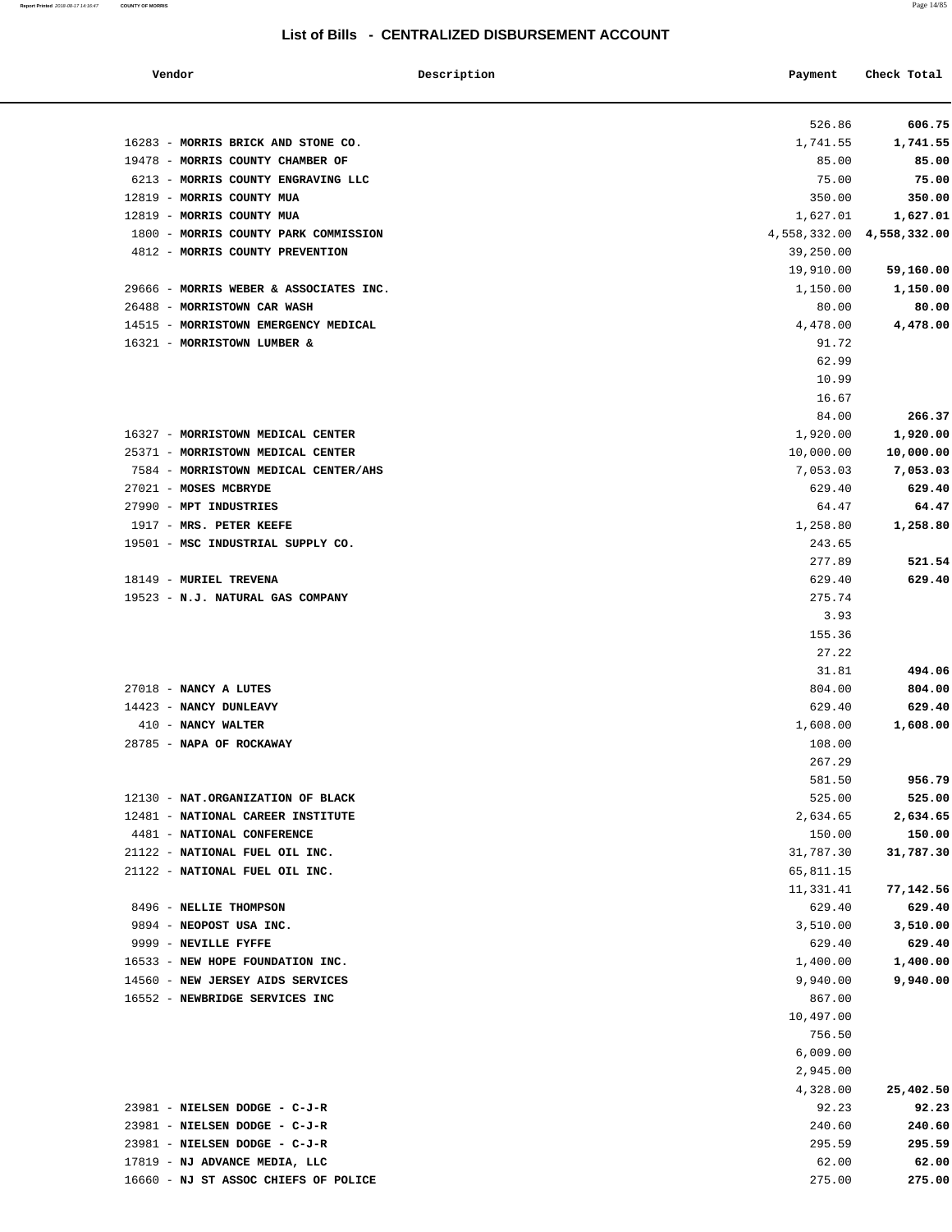# List of Bills - CENTRALIZED DISBURSEMENT ACCOUNT

| Vendor | Description | Payment | Check Total |
|---|---|---|---|
| | | 526.86 | **606.75** |
| 16283 - **MORRIS BRICK AND STONE CO.** | | 1,741.55 | **1,741.55** |
| 19478 - **MORRIS COUNTY CHAMBER OF** | | 85.00 | **85.00** |
| 6213 - **MORRIS COUNTY ENGRAVING LLC** | | 75.00 | **75.00** |
| 12819 - **MORRIS COUNTY MUA** | | 350.00 | **350.00** |
| 12819 - **MORRIS COUNTY MUA** | | 1,627.01 | **1,627.01** |
| 1800 - **MORRIS COUNTY PARK COMMISSION** | | 4,558,332.00 | **4,558,332.00** |
| 4812 - **MORRIS COUNTY PREVENTION** | | 39,250.00 | |
| | | 19,910.00 | **59,160.00** |
| 29666 - **MORRIS WEBER & ASSOCIATES INC.** | | 1,150.00 | **1,150.00** |
| 26488 - **MORRISTOWN CAR WASH** | | 80.00 | **80.00** |
| 14515 - **MORRISTOWN EMERGENCY MEDICAL** | | 4,478.00 | **4,478.00** |
| 16321 - **MORRISTOWN LUMBER &** | | 91.72 | |
| | | 62.99 | |
| | | 10.99 | |
| | | 16.67 | |
| | | 84.00 | **266.37** |
| 16327 - **MORRISTOWN MEDICAL CENTER** | | 1,920.00 | **1,920.00** |
| 25371 - **MORRISTOWN MEDICAL CENTER** | | 10,000.00 | **10,000.00** |
| 7584 - **MORRISTOWN MEDICAL CENTER/AHS** | | 7,053.03 | **7,053.03** |
| 27021 - **MOSES MCBRYDE** | | 629.40 | **629.40** |
| 27990 - **MPT INDUSTRIES** | | 64.47 | **64.47** |
| 1917 - **MRS. PETER KEEFE** | | 1,258.80 | **1,258.80** |
| 19501 - **MSC INDUSTRIAL SUPPLY CO.** | | 243.65 | |
| | | 277.89 | **521.54** |
| 18149 - **MURIEL TREVENA** | | 629.40 | **629.40** |
| 19523 - **N.J. NATURAL GAS COMPANY** | | 275.74 | |
| | | 3.93 | |
| | | 155.36 | |
| | | 27.22 | |
| | | 31.81 | **494.06** |
| 27018 - **NANCY A LUTES** | | 804.00 | **804.00** |
| 14423 - **NANCY DUNLEAVY** | | 629.40 | **629.40** |
| 410 - **NANCY WALTER** | | 1,608.00 | **1,608.00** |
| 28785 - **NAPA OF ROCKAWAY** | | 108.00 | |
| | | 267.29 | |
| | | 581.50 | **956.79** |
| 12130 - **NAT.ORGANIZATION OF BLACK** | | 525.00 | **525.00** |
| 12481 - **NATIONAL CAREER INSTITUTE** | | 2,634.65 | **2,634.65** |
| 4481 - **NATIONAL CONFERENCE** | | 150.00 | **150.00** |
| 21122 - **NATIONAL FUEL OIL INC.** | | 31,787.30 | **31,787.30** |
| 21122 - **NATIONAL FUEL OIL INC.** | | 65,811.15 | |
| | | 11,331.41 | **77,142.56** |
| 8496 - **NELLIE THOMPSON** | | 629.40 | **629.40** |
| 9894 - **NEOPOST USA INC.** | | 3,510.00 | **3,510.00** |
| 9999 - **NEVILLE FYFFE** | | 629.40 | **629.40** |
| 16533 - **NEW HOPE FOUNDATION INC.** | | 1,400.00 | **1,400.00** |
| 14560 - **NEW JERSEY AIDS SERVICES** | | 9,940.00 | **9,940.00** |
| 16552 - **NEWBRIDGE SERVICES INC** | | 867.00 | |
| | | 10,497.00 | |
| | | 756.50 | |
| | | 6,009.00 | |
| | | 2,945.00 | |
| | | 4,328.00 | **25,402.50** |
| 23981 - **NIELSEN DODGE - C-J-R** | | 92.23 | **92.23** |
| 23981 - **NIELSEN DODGE - C-J-R** | | 240.60 | **240.60** |
| 23981 - **NIELSEN DODGE - C-J-R** | | 295.59 | **295.59** |
| 17819 - **NJ ADVANCE MEDIA, LLC** | | 62.00 | **62.00** |
| 16660 - **NJ ST ASSOC CHIEFS OF POLICE** | | 275.00 | **275.00** |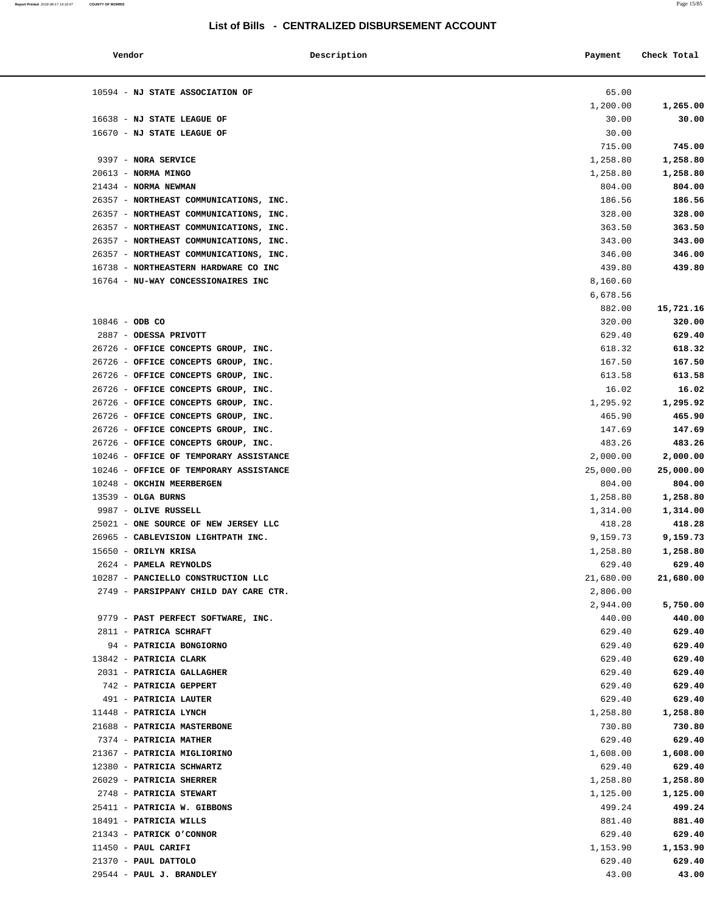## List of Bills - CENTRALIZED DISBURSEMENT ACCOUNT

| Vendor | Description | Payment | Check Total |
|---|---|---|---|
| 10594 - **NJ STATE ASSOCIATION OF** | | 65.00 | |
| | | 1,200.00 | **1,265.00** |
| 16638 - **NJ STATE LEAGUE OF** | | 30.00 | **30.00** |
| 16670 - **NJ STATE LEAGUE OF** | | 30.00 | |
| | | 715.00 | **745.00** |
| 9397 - **NORA SERVICE** | | 1,258.80 | **1,258.80** |
| 20613 - **NORMA MINGO** | | 1,258.80 | **1,258.80** |
| 21434 - **NORMA NEWMAN** | | 804.00 | **804.00** |
| 26357 - **NORTHEAST COMMUNICATIONS, INC.** | | 186.56 | **186.56** |
| 26357 - **NORTHEAST COMMUNICATIONS, INC.** | | 328.00 | **328.00** |
| 26357 - **NORTHEAST COMMUNICATIONS, INC.** | | 363.50 | **363.50** |
| 26357 - **NORTHEAST COMMUNICATIONS, INC.** | | 343.00 | **343.00** |
| 26357 - **NORTHEAST COMMUNICATIONS, INC.** | | 346.00 | **346.00** |
| 16738 - **NORTHEASTERN HARDWARE CO INC** | | 439.80 | **439.80** |
| 16764 - **NU-WAY CONCESSIONAIRES INC** | | 8,160.60 | |
| | | 6,678.56 | |
| | | 882.00 | **15,721.16** |
| 10846 - **ODB CO** | | 320.00 | **320.00** |
| 2887 - **ODESSA PRIVOTT** | | 629.40 | **629.40** |
| 26726 - **OFFICE CONCEPTS GROUP, INC.** | | 618.32 | **618.32** |
| 26726 - **OFFICE CONCEPTS GROUP, INC.** | | 167.50 | **167.50** |
| 26726 - **OFFICE CONCEPTS GROUP, INC.** | | 613.58 | **613.58** |
| 26726 - **OFFICE CONCEPTS GROUP, INC.** | | 16.02 | **16.02** |
| 26726 - **OFFICE CONCEPTS GROUP, INC.** | | 1,295.92 | **1,295.92** |
| 26726 - **OFFICE CONCEPTS GROUP, INC.** | | 465.90 | **465.90** |
| 26726 - **OFFICE CONCEPTS GROUP, INC.** | | 147.69 | **147.69** |
| 26726 - **OFFICE CONCEPTS GROUP, INC.** | | 483.26 | **483.26** |
| 10246 - **OFFICE OF TEMPORARY ASSISTANCE** | | 2,000.00 | **2,000.00** |
| 10246 - **OFFICE OF TEMPORARY ASSISTANCE** | | 25,000.00 | **25,000.00** |
| 10248 - **OKCHIN MEERBERGEN** | | 804.00 | **804.00** |
| 13539 - **OLGA BURNS** | | 1,258.80 | **1,258.80** |
| 9987 - **OLIVE RUSSELL** | | 1,314.00 | **1,314.00** |
| 25021 - **ONE SOURCE OF NEW JERSEY LLC** | | 418.28 | **418.28** |
| 26965 - **CABLEVISION LIGHTPATH INC.** | | 9,159.73 | **9,159.73** |
| 15650 - **ORILYN KRISA** | | 1,258.80 | **1,258.80** |
| 2624 - **PAMELA REYNOLDS** | | 629.40 | **629.40** |
| 10287 - **PANCIELLO CONSTRUCTION LLC** | | 21,680.00 | **21,680.00** |
| 2749 - **PARSIPPANY CHILD DAY CARE CTR.** | | 2,806.00 | |
| | | 2,944.00 | **5,750.00** |
| 9779 - **PAST PERFECT SOFTWARE, INC.** | | 440.00 | **440.00** |
| 2811 - **PATRICA SCHRAFT** | | 629.40 | **629.40** |
| 94 - **PATRICIA BONGIORNO** | | 629.40 | **629.40** |
| 13842 - **PATRICIA CLARK** | | 629.40 | **629.40** |
| 2031 - **PATRICIA GALLAGHER** | | 629.40 | **629.40** |
| 742 - **PATRICIA GEPPERT** | | 629.40 | **629.40** |
| 491 - **PATRICIA LAUTER** | | 629.40 | **629.40** |
| 11448 - **PATRICIA LYNCH** | | 1,258.80 | **1,258.80** |
| 21688 - **PATRICIA MASTERBONE** | | 730.80 | **730.80** |
| 7374 - **PATRICIA MATHER** | | 629.40 | **629.40** |
| 21367 - **PATRICIA MIGLIORINO** | | 1,608.00 | **1,608.00** |
| 12380 - **PATRICIA SCHWARTZ** | | 629.40 | **629.40** |
| 26029 - **PATRICIA SHERRER** | | 1,258.80 | **1,258.80** |
| 2748 - **PATRICIA STEWART** | | 1,125.00 | **1,125.00** |
| 25411 - **PATRICIA W. GIBBONS** | | 499.24 | **499.24** |
| 18491 - **PATRICIA WILLS** | | 881.40 | **881.40** |
| 21343 - **PATRICK O'CONNOR** | | 629.40 | **629.40** |
| 11450 - **PAUL CARIFI** | | 1,153.90 | **1,153.90** |
| 21370 - **PAUL DATTOLO** | | 629.40 | **629.40** |
| 29544 - **PAUL J. BRANDLEY** | | 43.00 | **43.00** |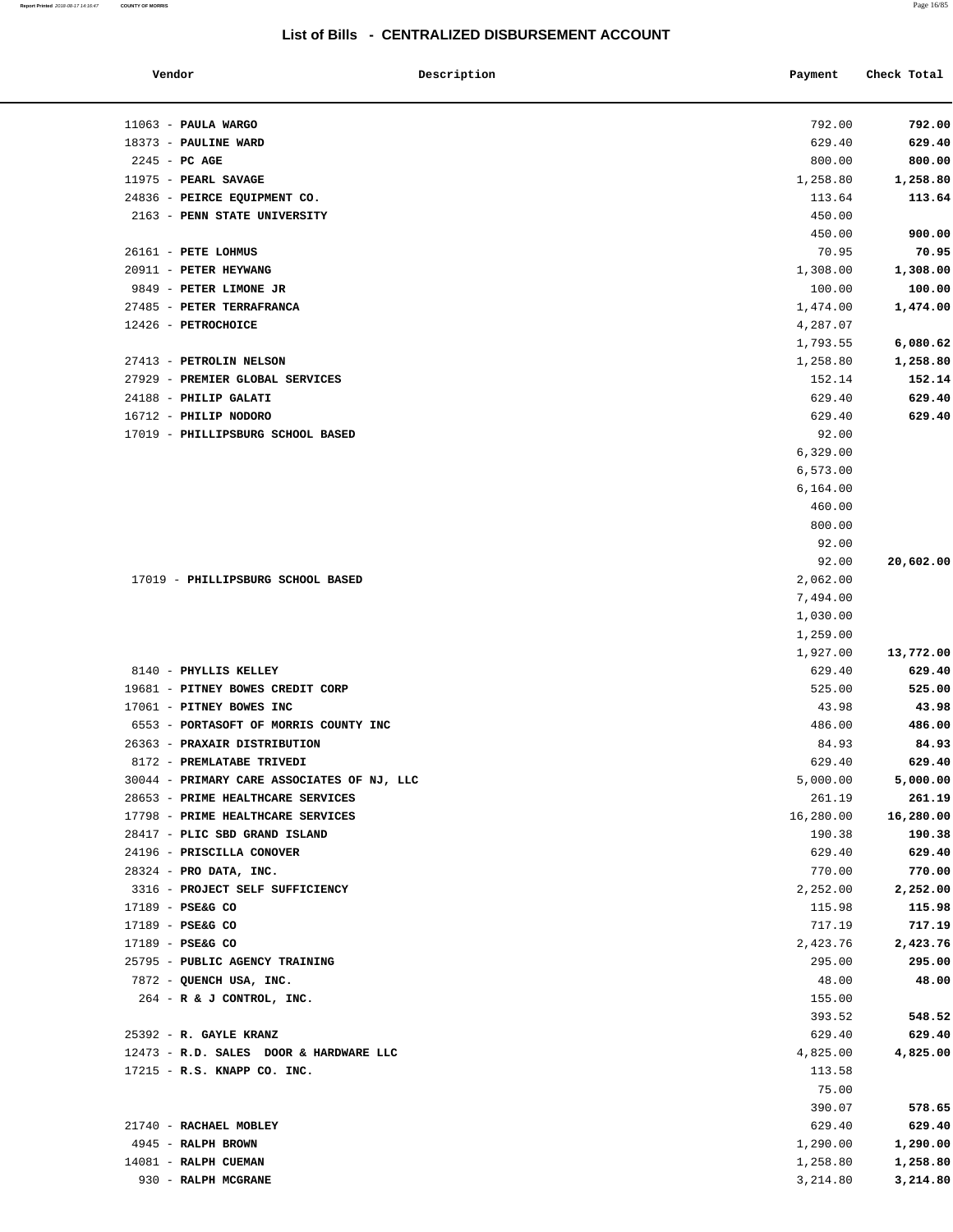## List of Bills - CENTRALIZED DISBURSEMENT ACCOUNT

| Vendor | Description | Payment | Check Total |
| --- | --- | --- | --- |
| 11063 - **PAULA WARGO** | | 792.00 | **792.00** |
| 18373 - **PAULINE WARD** | | 629.40 | **629.40** |
| 2245 - **PC AGE** | | 800.00 | **800.00** |
| 11975 - **PEARL SAVAGE** | | 1,258.80 | **1,258.80** |
| 24836 - **PEIRCE EQUIPMENT CO.** | | 113.64 | **113.64** |
| 2163 - **PENN STATE UNIVERSITY** | | 450.00 | |
| | | 450.00 | **900.00** |
| 26161 - **PETE LOHMUS** | | 70.95 | **70.95** |
| 20911 - **PETER HEYWANG** | | 1,308.00 | **1,308.00** |
| 9849 - **PETER LIMONE JR** | | 100.00 | **100.00** |
| 27485 - **PETER TERRAFRANCA** | | 1,474.00 | **1,474.00** |
| 12426 - **PETROCHOICE** | | 4,287.07 | |
| | | 1,793.55 | **6,080.62** |
| 27413 - **PETROLIN NELSON** | | 1,258.80 | **1,258.80** |
| 27929 - **PREMIER GLOBAL SERVICES** | | 152.14 | **152.14** |
| 24188 - **PHILIP GALATI** | | 629.40 | **629.40** |
| 16712 - **PHILIP NODORO** | | 629.40 | **629.40** |
| 17019 - **PHILLIPSBURG SCHOOL BASED** | | 92.00 | |
| | | 6,329.00 | |
| | | 6,573.00 | |
| | | 6,164.00 | |
| | | 460.00 | |
| | | 800.00 | |
| | | 92.00 | |
| | | 92.00 | **20,602.00** |
| 17019 - **PHILLIPSBURG SCHOOL BASED** | | 2,062.00 | |
| | | 7,494.00 | |
| | | 1,030.00 | |
| | | 1,259.00 | |
| | | 1,927.00 | **13,772.00** |
| 8140 - **PHYLLIS KELLEY** | | 629.40 | **629.40** |
| 19681 - **PITNEY BOWES CREDIT CORP** | | 525.00 | **525.00** |
| 17061 - **PITNEY BOWES INC** | | 43.98 | **43.98** |
| 6553 - **PORTASOFT OF MORRIS COUNTY INC** | | 486.00 | **486.00** |
| 26363 - **PRAXAIR DISTRIBUTION** | | 84.93 | **84.93** |
| 8172 - **PREMLATABE TRIVEDI** | | 629.40 | **629.40** |
| 30044 - **PRIMARY CARE ASSOCIATES OF NJ, LLC** | | 5,000.00 | **5,000.00** |
| 28653 - **PRIME HEALTHCARE SERVICES** | | 261.19 | **261.19** |
| 17798 - **PRIME HEALTHCARE SERVICES** | | 16,280.00 | **16,280.00** |
| 28417 - **PLIC SBD GRAND ISLAND** | | 190.38 | **190.38** |
| 24196 - **PRISCILLA CONOVER** | | 629.40 | **629.40** |
| 28324 - **PRO DATA, INC.** | | 770.00 | **770.00** |
| 3316 - **PROJECT SELF SUFFICIENCY** | | 2,252.00 | **2,252.00** |
| 17189 - **PSE&G CO** | | 115.98 | **115.98** |
| 17189 - **PSE&G CO** | | 717.19 | **717.19** |
| 17189 - **PSE&G CO** | | 2,423.76 | **2,423.76** |
| 25795 - **PUBLIC AGENCY TRAINING** | | 295.00 | **295.00** |
| 7872 - **QUENCH USA, INC.** | | 48.00 | **48.00** |
| 264 - **R & J CONTROL, INC.** | | 155.00 | |
| | | 393.52 | **548.52** |
| 25392 - **R. GAYLE KRANZ** | | 629.40 | **629.40** |
| 12473 - **R.D. SALES DOOR & HARDWARE LLC** | | 4,825.00 | **4,825.00** |
| 17215 - **R.S. KNAPP CO. INC.** | | 113.58 | |
| | | 75.00 | |
| | | 390.07 | **578.65** |
| 21740 - **RACHAEL MOBLEY** | | 629.40 | **629.40** |
| 4945 - **RALPH BROWN** | | 1,290.00 | **1,290.00** |
| 14081 - **RALPH CUEMAN** | | 1,258.80 | **1,258.80** |
| 930 - **RALPH MCGRANE** | | 3,214.80 | **3,214.80** |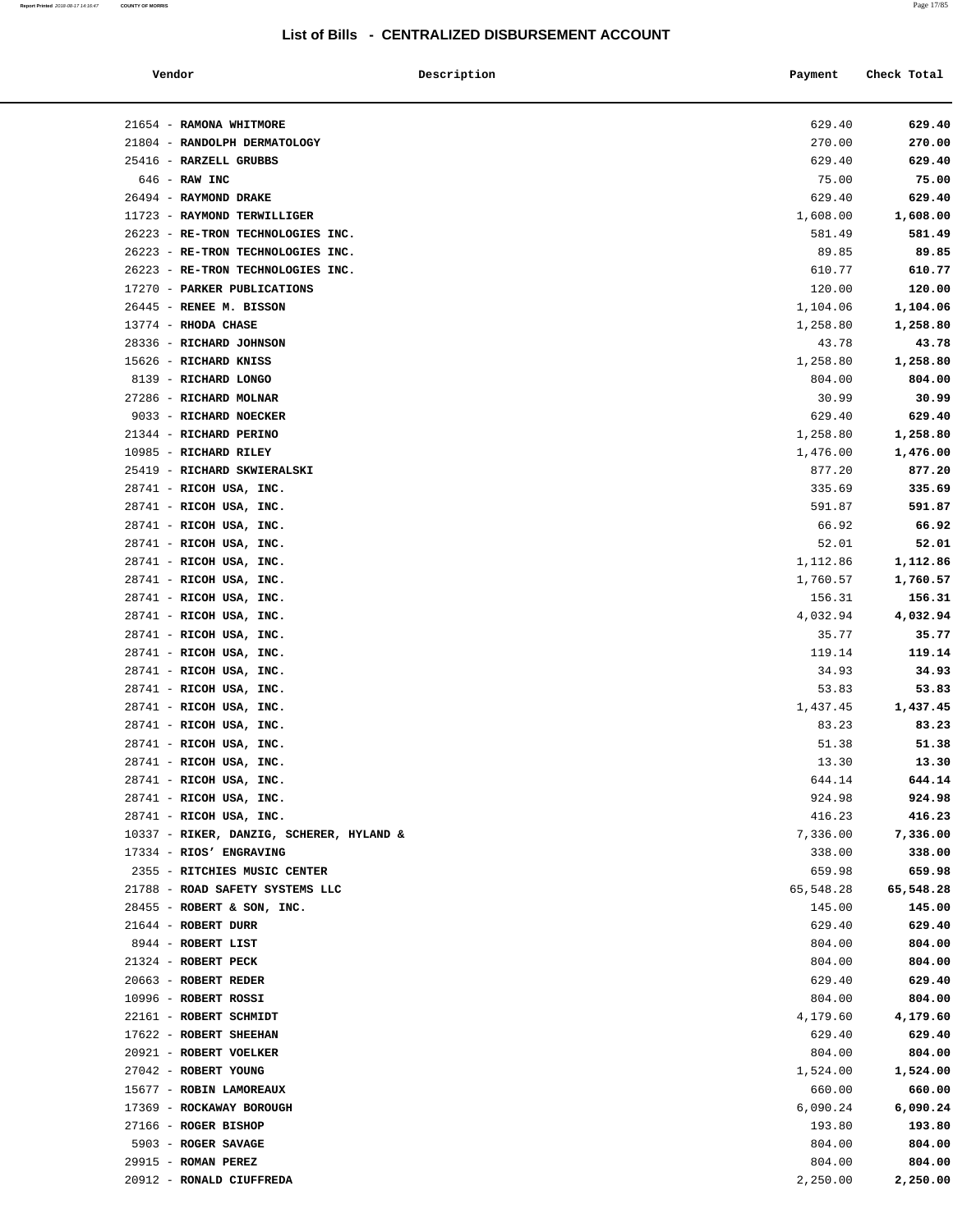## List of Bills - CENTRALIZED DISBURSEMENT ACCOUNT

| Vendor | Description | Payment | Check Total |
|---|---|---|---|
| 21654 - **RAMONA WHITMORE** | | 629.40 | **629.40** |
| 21804 - **RANDOLPH DERMATOLOGY** | | 270.00 | **270.00** |
| 25416 - **RARZELL GRUBBS** | | 629.40 | **629.40** |
| 646 - **RAW INC** | | 75.00 | **75.00** |
| 26494 - **RAYMOND DRAKE** | | 629.40 | **629.40** |
| 11723 - **RAYMOND TERWILLIGER** | | 1,608.00 | **1,608.00** |
| 26223 - **RE-TRON TECHNOLOGIES INC.** | | 581.49 | **581.49** |
| 26223 - **RE-TRON TECHNOLOGIES INC.** | | 89.85 | **89.85** |
| 26223 - **RE-TRON TECHNOLOGIES INC.** | | 610.77 | **610.77** |
| 17270 - **PARKER PUBLICATIONS** | | 120.00 | **120.00** |
| 26445 - **RENEE M. BISSON** | | 1,104.06 | **1,104.06** |
| 13774 - **RHODA CHASE** | | 1,258.80 | **1,258.80** |
| 28336 - **RICHARD JOHNSON** | | 43.78 | **43.78** |
| 15626 - **RICHARD KNISS** | | 1,258.80 | **1,258.80** |
| 8139 - **RICHARD LONGO** | | 804.00 | **804.00** |
| 27286 - **RICHARD MOLNAR** | | 30.99 | **30.99** |
| 9033 - **RICHARD NOECKER** | | 629.40 | **629.40** |
| 21344 - **RICHARD PERINO** | | 1,258.80 | **1,258.80** |
| 10985 - **RICHARD RILEY** | | 1,476.00 | **1,476.00** |
| 25419 - **RICHARD SKWIERALSKI** | | 877.20 | **877.20** |
| 28741 - **RICOH USA, INC.** | | 335.69 | **335.69** |
| 28741 - **RICOH USA, INC.** | | 591.87 | **591.87** |
| 28741 - **RICOH USA, INC.** | | 66.92 | **66.92** |
| 28741 - **RICOH USA, INC.** | | 52.01 | **52.01** |
| 28741 - **RICOH USA, INC.** | | 1,112.86 | **1,112.86** |
| 28741 - **RICOH USA, INC.** | | 1,760.57 | **1,760.57** |
| 28741 - **RICOH USA, INC.** | | 156.31 | **156.31** |
| 28741 - **RICOH USA, INC.** | | 4,032.94 | **4,032.94** |
| 28741 - **RICOH USA, INC.** | | 35.77 | **35.77** |
| 28741 - **RICOH USA, INC.** | | 119.14 | **119.14** |
| 28741 - **RICOH USA, INC.** | | 34.93 | **34.93** |
| 28741 - **RICOH USA, INC.** | | 53.83 | **53.83** |
| 28741 - **RICOH USA, INC.** | | 1,437.45 | **1,437.45** |
| 28741 - **RICOH USA, INC.** | | 83.23 | **83.23** |
| 28741 - **RICOH USA, INC.** | | 51.38 | **51.38** |
| 28741 - **RICOH USA, INC.** | | 13.30 | **13.30** |
| 28741 - **RICOH USA, INC.** | | 644.14 | **644.14** |
| 28741 - **RICOH USA, INC.** | | 924.98 | **924.98** |
| 28741 - **RICOH USA, INC.** | | 416.23 | **416.23** |
| 10337 - **RIKER, DANZIG, SCHERER, HYLAND &** | | 7,336.00 | **7,336.00** |
| 17334 - **RIOS' ENGRAVING** | | 338.00 | **338.00** |
| 2355 - **RITCHIES MUSIC CENTER** | | 659.98 | **659.98** |
| 21788 - **ROAD SAFETY SYSTEMS LLC** | | 65,548.28 | **65,548.28** |
| 28455 - **ROBERT & SON, INC.** | | 145.00 | **145.00** |
| 21644 - **ROBERT DURR** | | 629.40 | **629.40** |
| 8944 - **ROBERT LIST** | | 804.00 | **804.00** |
| 21324 - **ROBERT PECK** | | 804.00 | **804.00** |
| 20663 - **ROBERT REDER** | | 629.40 | **629.40** |
| 10996 - **ROBERT ROSSI** | | 804.00 | **804.00** |
| 22161 - **ROBERT SCHMIDT** | | 4,179.60 | **4,179.60** |
| 17622 - **ROBERT SHEEHAN** | | 629.40 | **629.40** |
| 20921 - **ROBERT VOELKER** | | 804.00 | **804.00** |
| 27042 - **ROBERT YOUNG** | | 1,524.00 | **1,524.00** |
| 15677 - **ROBIN LAMOREAUX** | | 660.00 | **660.00** |
| 17369 - **ROCKAWAY BOROUGH** | | 6,090.24 | **6,090.24** |
| 27166 - **ROGER BISHOP** | | 193.80 | **193.80** |
| 5903 - **ROGER SAVAGE** | | 804.00 | **804.00** |
| 29915 - **ROMAN PEREZ** | | 804.00 | **804.00** |
| 20912 - **RONALD CIUFFREDA** | | 2,250.00 | **2,250.00** |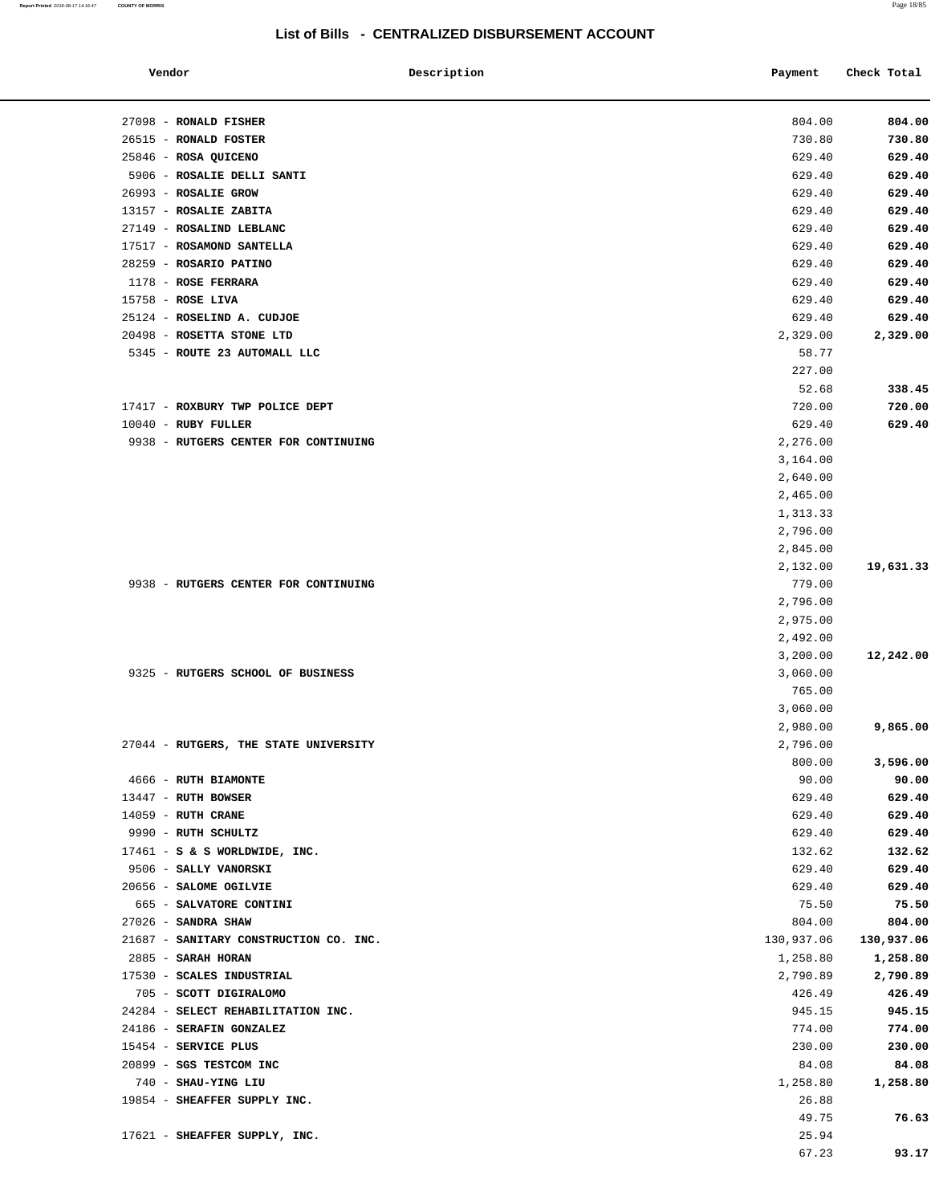## List of Bills - CENTRALIZED DISBURSEMENT ACCOUNT

| Vendor | Description | Payment | Check Total |
|---|---|---|---|
| 27098 - **RONALD FISHER** | | 804.00 | **804.00** |
| 26515 - **RONALD FOSTER** | | 730.80 | **730.80** |
| 25846 - **ROSA QUICENO** | | 629.40 | **629.40** |
| 5906 - **ROSALIE DELLI SANTI** | | 629.40 | **629.40** |
| 26993 - **ROSALIE GROW** | | 629.40 | **629.40** |
| 13157 - **ROSALIE ZABITA** | | 629.40 | **629.40** |
| 27149 - **ROSALIND LEBLANC** | | 629.40 | **629.40** |
| 17517 - **ROSAMOND SANTELLA** | | 629.40 | **629.40** |
| 28259 - **ROSARIO PATINO** | | 629.40 | **629.40** |
| 1178 - **ROSE FERRARA** | | 629.40 | **629.40** |
| 15758 - **ROSE LIVA** | | 629.40 | **629.40** |
| 25124 - **ROSELIND A. CUDJOE** | | 629.40 | **629.40** |
| 20498 - **ROSETTA STONE LTD** | | 2,329.00 | **2,329.00** |
| 5345 - **ROUTE 23 AUTOMALL LLC** | | 58.77 | |
| | | 227.00 | |
| | | 52.68 | **338.45** |
| 17417 - **ROXBURY TWP POLICE DEPT** | | 720.00 | **720.00** |
| 10040 - **RUBY FULLER** | | 629.40 | **629.40** |
| 9938 - **RUTGERS CENTER FOR CONTINUING** | | 2,276.00 | |
| | | 3,164.00 | |
| | | 2,640.00 | |
| | | 2,465.00 | |
| | | 1,313.33 | |
| | | 2,796.00 | |
| | | 2,845.00 | |
| | | 2,132.00 | **19,631.33** |
| 9938 - **RUTGERS CENTER FOR CONTINUING** | | 779.00 | |
| | | 2,796.00 | |
| | | 2,975.00 | |
| | | 2,492.00 | |
| | | 3,200.00 | **12,242.00** |
| 9325 - **RUTGERS SCHOOL OF BUSINESS** | | 3,060.00 | |
| | | 765.00 | |
| | | 3,060.00 | |
| | | 2,980.00 | **9,865.00** |
| 27044 - **RUTGERS, THE STATE UNIVERSITY** | | 2,796.00 | |
| | | 800.00 | **3,596.00** |
| 4666 - **RUTH BIAMONTE** | | 90.00 | **90.00** |
| 13447 - **RUTH BOWSER** | | 629.40 | **629.40** |
| 14059 - **RUTH CRANE** | | 629.40 | **629.40** |
| 9990 - **RUTH SCHULTZ** | | 629.40 | **629.40** |
| 17461 - **S & S WORLDWIDE, INC.** | | 132.62 | **132.62** |
| 9506 - **SALLY VANORSKI** | | 629.40 | **629.40** |
| 20656 - **SALOME OGILVIE** | | 629.40 | **629.40** |
| 665 - **SALVATORE CONTINI** | | 75.50 | **75.50** |
| 27026 - **SANDRA SHAW** | | 804.00 | **804.00** |
| 21687 - **SANITARY CONSTRUCTION CO. INC.** | | 130,937.06 | **130,937.06** |
| 2885 - **SARAH HORAN** | | 1,258.80 | **1,258.80** |
| 17530 - **SCALES INDUSTRIAL** | | 2,790.89 | **2,790.89** |
| 705 - **SCOTT DIGIRALOMO** | | 426.49 | **426.49** |
| 24284 - **SELECT REHABILITATION INC.** | | 945.15 | **945.15** |
| 24186 - **SERAFIN GONZALEZ** | | 774.00 | **774.00** |
| 15454 - **SERVICE PLUS** | | 230.00 | **230.00** |
| 20899 - **SGS TESTCOM INC** | | 84.08 | **84.08** |
| 740 - **SHAU-YING LIU** | | 1,258.80 | **1,258.80** |
| 19854 - **SHEAFFER SUPPLY INC.** | | 26.88 | |
| | | 49.75 | **76.63** |
| 17621 - **SHEAFFER SUPPLY, INC.** | | 25.94 | |
| | | 67.23 | **93.17** |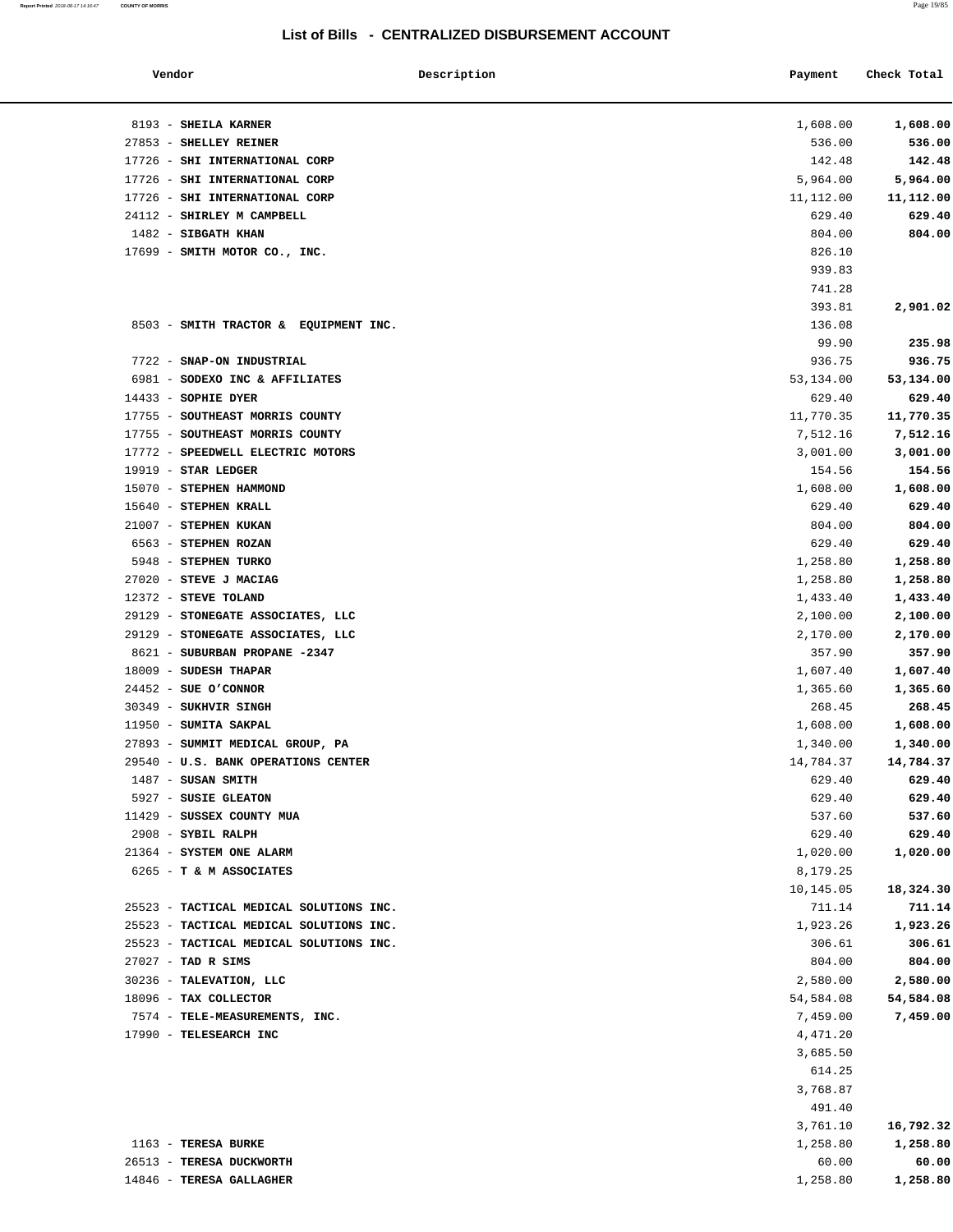## List of Bills - CENTRALIZED DISBURSEMENT ACCOUNT

| Vendor | Description | Payment | Check Total |
|---|---|---|---|
| 8193 - **SHEILA KARNER** | | 1,608.00 | **1,608.00** |
| 27853 - **SHELLEY REINER** | | 536.00 | **536.00** |
| 17726 - **SHI INTERNATIONAL CORP** | | 142.48 | **142.48** |
| 17726 - **SHI INTERNATIONAL CORP** | | 5,964.00 | **5,964.00** |
| 17726 - **SHI INTERNATIONAL CORP** | | 11,112.00 | **11,112.00** |
| 24112 - **SHIRLEY M CAMPBELL** | | 629.40 | **629.40** |
| 1482 - **SIBGATH KHAN** | | 804.00 | **804.00** |
| 17699 - **SMITH MOTOR CO., INC.** | | 826.10 | |
| | | 939.83 | |
| | | 741.28 | |
| | | 393.81 | **2,901.02** |
| 8503 - **SMITH TRACTOR & EQUIPMENT INC.** | | 136.08 | |
| | | 99.90 | **235.98** |
| 7722 - **SNAP-ON INDUSTRIAL** | | 936.75 | **936.75** |
| 6981 - **SODEXO INC & AFFILIATES** | | 53,134.00 | **53,134.00** |
| 14433 - **SOPHIE DYER** | | 629.40 | **629.40** |
| 17755 - **SOUTHEAST MORRIS COUNTY** | | 11,770.35 | **11,770.35** |
| 17755 - **SOUTHEAST MORRIS COUNTY** | | 7,512.16 | **7,512.16** |
| 17772 - **SPEEDWELL ELECTRIC MOTORS** | | 3,001.00 | **3,001.00** |
| 19919 - **STAR LEDGER** | | 154.56 | **154.56** |
| 15070 - **STEPHEN HAMMOND** | | 1,608.00 | **1,608.00** |
| 15640 - **STEPHEN KRALL** | | 629.40 | **629.40** |
| 21007 - **STEPHEN KUKAN** | | 804.00 | **804.00** |
| 6563 - **STEPHEN ROZAN** | | 629.40 | **629.40** |
| 5948 - **STEPHEN TURKO** | | 1,258.80 | **1,258.80** |
| 27020 - **STEVE J MACIAG** | | 1,258.80 | **1,258.80** |
| 12372 - **STEVE TOLAND** | | 1,433.40 | **1,433.40** |
| 29129 - **STONEGATE ASSOCIATES, LLC** | | 2,100.00 | **2,100.00** |
| 29129 - **STONEGATE ASSOCIATES, LLC** | | 2,170.00 | **2,170.00** |
| 8621 - **SUBURBAN PROPANE -2347** | | 357.90 | **357.90** |
| 18009 - **SUDESH THAPAR** | | 1,607.40 | **1,607.40** |
| 24452 - **SUE O'CONNOR** | | 1,365.60 | **1,365.60** |
| 30349 - **SUKHVIR SINGH** | | 268.45 | **268.45** |
| 11950 - **SUMITA SAKPAL** | | 1,608.00 | **1,608.00** |
| 27893 - **SUMMIT MEDICAL GROUP, PA** | | 1,340.00 | **1,340.00** |
| 29540 - **U.S. BANK OPERATIONS CENTER** | | 14,784.37 | **14,784.37** |
| 1487 - **SUSAN SMITH** | | 629.40 | **629.40** |
| 5927 - **SUSIE GLEATON** | | 629.40 | **629.40** |
| 11429 - **SUSSEX COUNTY MUA** | | 537.60 | **537.60** |
| 2908 - **SYBIL RALPH** | | 629.40 | **629.40** |
| 21364 - **SYSTEM ONE ALARM** | | 1,020.00 | **1,020.00** |
| 6265 - **T & M ASSOCIATES** | | 8,179.25 | |
| | | 10,145.05 | **18,324.30** |
| 25523 - **TACTICAL MEDICAL SOLUTIONS INC.** | | 711.14 | **711.14** |
| 25523 - **TACTICAL MEDICAL SOLUTIONS INC.** | | 1,923.26 | **1,923.26** |
| 25523 - **TACTICAL MEDICAL SOLUTIONS INC.** | | 306.61 | **306.61** |
| 27027 - **TAD R SIMS** | | 804.00 | **804.00** |
| 30236 - **TALEVATION, LLC** | | 2,580.00 | **2,580.00** |
| 18096 - **TAX COLLECTOR** | | 54,584.08 | **54,584.08** |
| 7574 - **TELE-MEASUREMENTS, INC.** | | 7,459.00 | **7,459.00** |
| 17990 - **TELESEARCH INC** | | 4,471.20 | |
| | | 3,685.50 | |
| | | 614.25 | |
| | | 3,768.87 | |
| | | 491.40 | |
| | | 3,761.10 | **16,792.32** |
| 1163 - **TERESA BURKE** | | 1,258.80 | **1,258.80** |
| 26513 - **TERESA DUCKWORTH** | | 60.00 | **60.00** |
| 14846 - **TERESA GALLAGHER** | | 1,258.80 | **1,258.80** |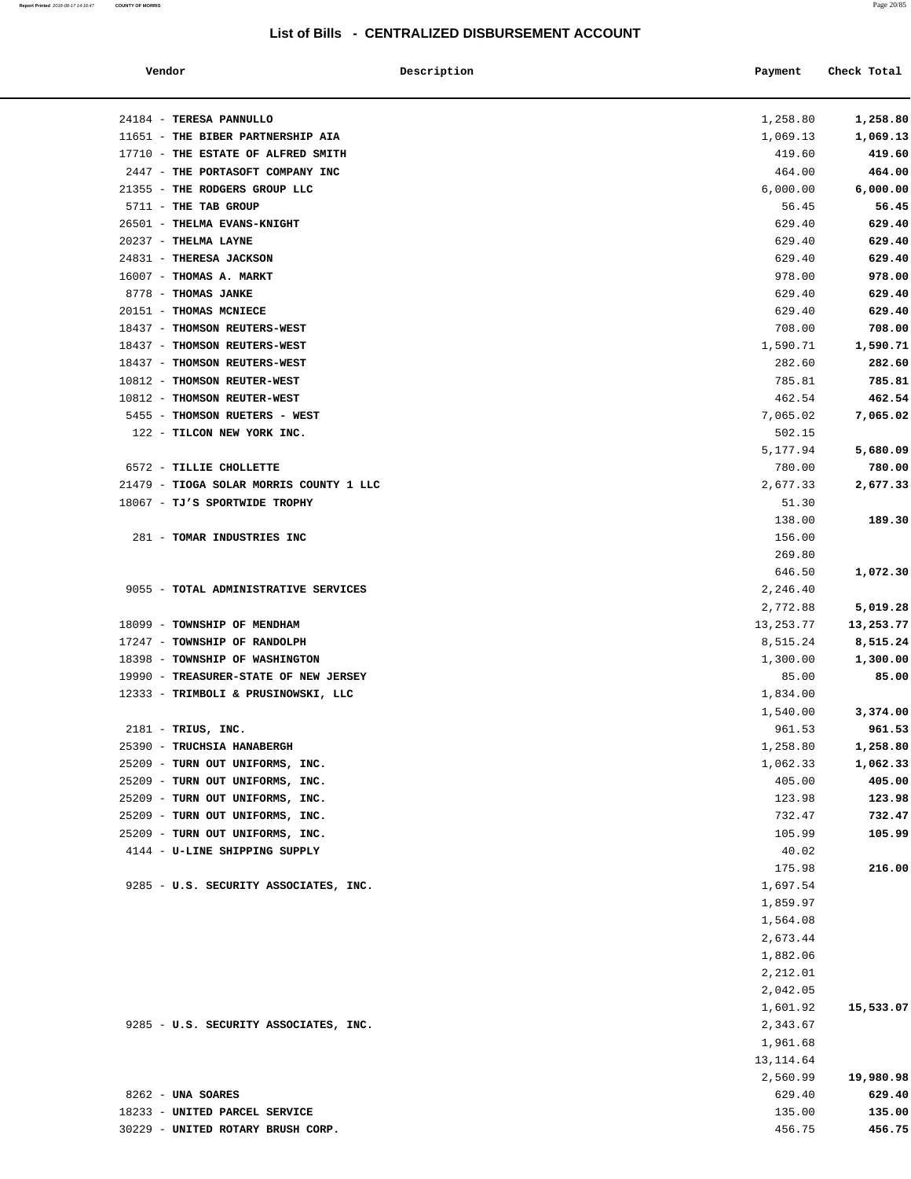## List of Bills - CENTRALIZED DISBURSEMENT ACCOUNT

| Vendor | Description | Payment | Check Total |
|---|---|---|---|
| 24184 - **TERESA PANNULLO** | | 1,258.80 | **1,258.80** |
| 11651 - **THE BIBER PARTNERSHIP AIA** | | 1,069.13 | **1,069.13** |
| 17710 - **THE ESTATE OF ALFRED SMITH** | | 419.60 | **419.60** |
| 2447 - **THE PORTASOFT COMPANY INC** | | 464.00 | **464.00** |
| 21355 - **THE RODGERS GROUP LLC** | | 6,000.00 | **6,000.00** |
| 5711 - **THE TAB GROUP** | | 56.45 | **56.45** |
| 26501 - **THELMA EVANS-KNIGHT** | | 629.40 | **629.40** |
| 20237 - **THELMA LAYNE** | | 629.40 | **629.40** |
| 24831 - **THERESA JACKSON** | | 629.40 | **629.40** |
| 16007 - **THOMAS A. MARKT** | | 978.00 | **978.00** |
| 8778 - **THOMAS JANKE** | | 629.40 | **629.40** |
| 20151 - **THOMAS MCNIECE** | | 629.40 | **629.40** |
| 18437 - **THOMSON REUTERS-WEST** | | 708.00 | **708.00** |
| 18437 - **THOMSON REUTERS-WEST** | | 1,590.71 | **1,590.71** |
| 18437 - **THOMSON REUTERS-WEST** | | 282.60 | **282.60** |
| 10812 - **THOMSON REUTER-WEST** | | 785.81 | **785.81** |
| 10812 - **THOMSON REUTER-WEST** | | 462.54 | **462.54** |
| 5455 - **THOMSON RUETERS - WEST** | | 7,065.02 | **7,065.02** |
| 122 - **TILCON NEW YORK INC.** | | 502.15 | |
| | | 5,177.94 | **5,680.09** |
| 6572 - **TILLIE CHOLLETTE** | | 780.00 | **780.00** |
| 21479 - **TIOGA SOLAR MORRIS COUNTY 1 LLC** | | 2,677.33 | **2,677.33** |
| 18067 - **TJ'S SPORTWIDE TROPHY** | | 51.30 | |
| | | 138.00 | **189.30** |
| 281 - **TOMAR INDUSTRIES INC** | | 156.00 | |
| | | 269.80 | |
| | | 646.50 | **1,072.30** |
| 9055 - **TOTAL ADMINISTRATIVE SERVICES** | | 2,246.40 | |
| | | 2,772.88 | **5,019.28** |
| 18099 - **TOWNSHIP OF MENDHAM** | | 13,253.77 | **13,253.77** |
| 17247 - **TOWNSHIP OF RANDOLPH** | | 8,515.24 | **8,515.24** |
| 18398 - **TOWNSHIP OF WASHINGTON** | | 1,300.00 | **1,300.00** |
| 19990 - **TREASURER-STATE OF NEW JERSEY** | | 85.00 | **85.00** |
| 12333 - **TRIMBOLI & PRUSINOWSKI, LLC** | | 1,834.00 | |
| | | 1,540.00 | **3,374.00** |
| 2181 - **TRIUS, INC.** | | 961.53 | **961.53** |
| 25390 - **TRUCHSIA HANABERGH** | | 1,258.80 | **1,258.80** |
| 25209 - **TURN OUT UNIFORMS, INC.** | | 1,062.33 | **1,062.33** |
| 25209 - **TURN OUT UNIFORMS, INC.** | | 405.00 | **405.00** |
| 25209 - **TURN OUT UNIFORMS, INC.** | | 123.98 | **123.98** |
| 25209 - **TURN OUT UNIFORMS, INC.** | | 732.47 | **732.47** |
| 25209 - **TURN OUT UNIFORMS, INC.** | | 105.99 | **105.99** |
| 4144 - **U-LINE SHIPPING SUPPLY** | | 40.02 | |
| | | 175.98 | **216.00** |
| 9285 - **U.S. SECURITY ASSOCIATES, INC.** | | 1,697.54 | |
| | | 1,859.97 | |
| | | 1,564.08 | |
| | | 2,673.44 | |
| | | 1,882.06 | |
| | | 2,212.01 | |
| | | 2,042.05 | |
| | | 1,601.92 | **15,533.07** |
| 9285 - **U.S. SECURITY ASSOCIATES, INC.** | | 2,343.67 | |
| | | 1,961.68 | |
| | | 13,114.64 | |
| | | 2,560.99 | **19,980.98** |
| 8262 - **UNA SOARES** | | 629.40 | **629.40** |
| 18233 - **UNITED PARCEL SERVICE** | | 135.00 | **135.00** |
| 30229 - **UNITED ROTARY BRUSH CORP.** | | 456.75 | **456.75** |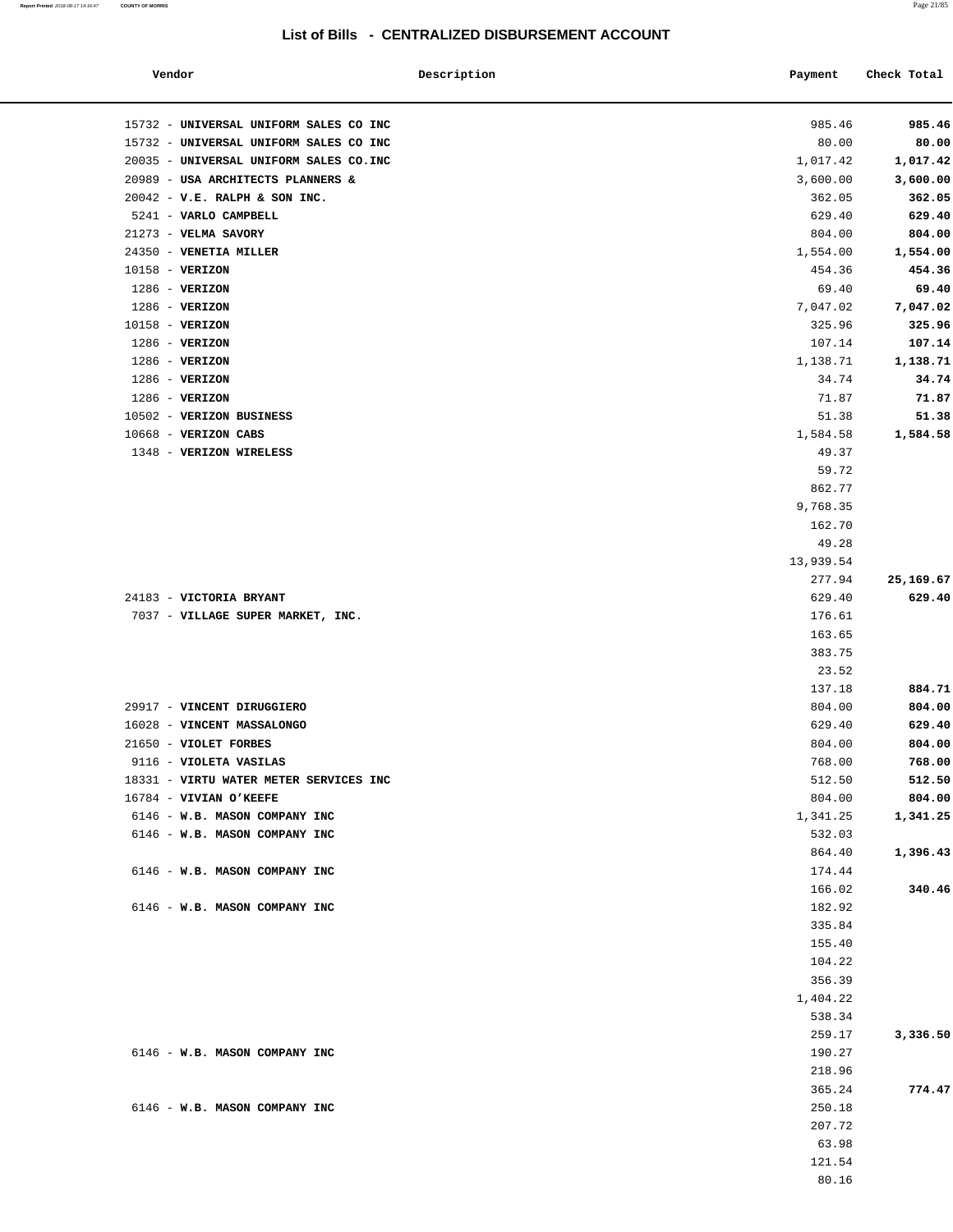## List of Bills - CENTRALIZED DISBURSEMENT ACCOUNT

| Vendor | Description | Payment | Check Total |
|---|---|---|---|
| 15732 - **UNIVERSAL UNIFORM SALES CO INC** | | 985.46 | **985.46** |
| 15732 - **UNIVERSAL UNIFORM SALES CO INC** | | 80.00 | **80.00** |
| 20035 - **UNIVERSAL UNIFORM SALES CO.INC** | | 1,017.42 | **1,017.42** |
| 20989 - **USA ARCHITECTS PLANNERS &** | | 3,600.00 | **3,600.00** |
| 20042 - **V.E. RALPH & SON INC.** | | 362.05 | **362.05** |
| 5241 - **VARLO CAMPBELL** | | 629.40 | **629.40** |
| 21273 - **VELMA SAVORY** | | 804.00 | **804.00** |
| 24350 - **VENETIA MILLER** | | 1,554.00 | **1,554.00** |
| 10158 - **VERIZON** | | 454.36 | **454.36** |
| 1286 - **VERIZON** | | 69.40 | **69.40** |
| 1286 - **VERIZON** | | 7,047.02 | **7,047.02** |
| 10158 - **VERIZON** | | 325.96 | **325.96** |
| 1286 - **VERIZON** | | 107.14 | **107.14** |
| 1286 - **VERIZON** | | 1,138.71 | **1,138.71** |
| 1286 - **VERIZON** | | 34.74 | **34.74** |
| 1286 - **VERIZON** | | 71.87 | **71.87** |
| 10502 - **VERIZON BUSINESS** | | 51.38 | **51.38** |
| 10668 - **VERIZON CABS** | | 1,584.58 | **1,584.58** |
| 1348 - **VERIZON WIRELESS** | | 49.37 | |
| | | 59.72 | |
| | | 862.77 | |
| | | 9,768.35 | |
| | | 162.70 | |
| | | 49.28 | |
| | | 13,939.54 | |
| | | 277.94 | **25,169.67** |
| 24183 - **VICTORIA BRYANT** | | 629.40 | **629.40** |
| 7037 - **VILLAGE SUPER MARKET, INC.** | | 176.61 | |
| | | 163.65 | |
| | | 383.75 | |
| | | 23.52 | |
| | | 137.18 | **884.71** |
| 29917 - **VINCENT DIRUGGIERO** | | 804.00 | **804.00** |
| 16028 - **VINCENT MASSALONGO** | | 629.40 | **629.40** |
| 21650 - **VIOLET FORBES** | | 804.00 | **804.00** |
| 9116 - **VIOLETA VASILAS** | | 768.00 | **768.00** |
| 18331 - **VIRTU WATER METER SERVICES INC** | | 512.50 | **512.50** |
| 16784 - **VIVIAN O'KEEFE** | | 804.00 | **804.00** |
| 6146 - **W.B. MASON COMPANY INC** | | 1,341.25 | **1,341.25** |
| 6146 - **W.B. MASON COMPANY INC** | | 532.03 | |
| | | 864.40 | **1,396.43** |
| 6146 - **W.B. MASON COMPANY INC** | | 174.44 | |
| | | 166.02 | **340.46** |
| 6146 - **W.B. MASON COMPANY INC** | | 182.92 | |
| | | 335.84 | |
| | | 155.40 | |
| | | 104.22 | |
| | | 356.39 | |
| | | 1,404.22 | |
| | | 538.34 | |
| | | 259.17 | **3,336.50** |
| 6146 - **W.B. MASON COMPANY INC** | | 190.27 | |
| | | 218.96 | |
| | | 365.24 | **774.47** |
| 6146 - **W.B. MASON COMPANY INC** | | 250.18 | |
| | | 207.72 | |
| | | 63.98 | |
| | | 121.54 | |
| | | 80.16 | |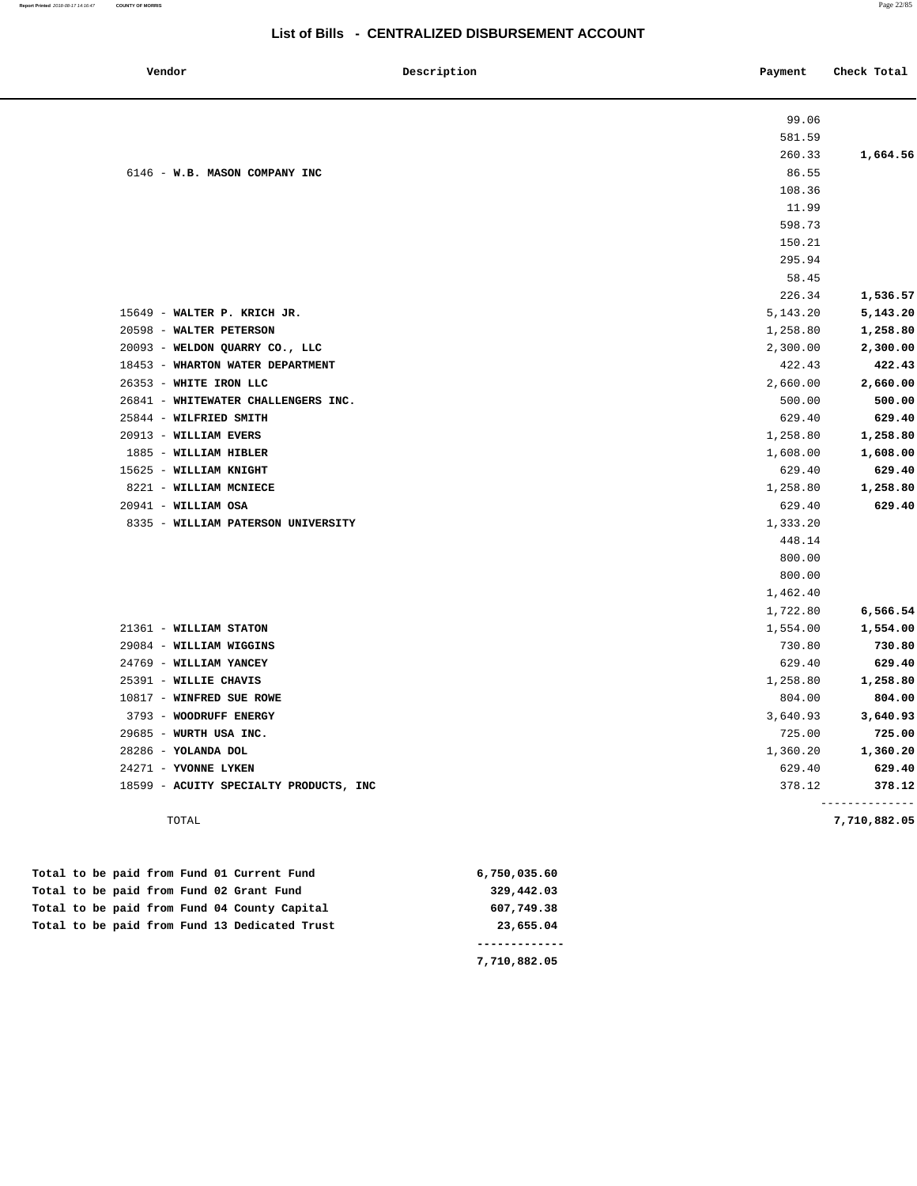## List of Bills - CENTRALIZED DISBURSEMENT ACCOUNT

| Vendor | Description | Payment | Check Total |
|---|---|---|---|
| | | 99.06 | |
| | | 581.59 | |
| | | 260.33 | **1,664.56** |
| 6146 - **W.B. MASON COMPANY INC** | | 86.55 | |
| | | 108.36 | |
| | | 11.99 | |
| | | 598.73 | |
| | | 150.21 | |
| | | 295.94 | |
| | | 58.45 | |
| | | 226.34 | **1,536.57** |
| 15649 - **WALTER P. KRICH JR.** | | 5,143.20 | **5,143.20** |
| 20598 - **WALTER PETERSON** | | 1,258.80 | **1,258.80** |
| 20093 - **WELDON QUARRY CO., LLC** | | 2,300.00 | **2,300.00** |
| 18453 - **WHARTON WATER DEPARTMENT** | | 422.43 | **422.43** |
| 26353 - **WHITE IRON LLC** | | 2,660.00 | **2,660.00** |
| 26841 - **WHITEWATER CHALLENGERS INC.** | | 500.00 | **500.00** |
| 25844 - **WILFRIED SMITH** | | 629.40 | **629.40** |
| 20913 - **WILLIAM EVERS** | | 1,258.80 | **1,258.80** |
| 1885 - **WILLIAM HIBLER** | | 1,608.00 | **1,608.00** |
| 15625 - **WILLIAM KNIGHT** | | 629.40 | **629.40** |
| 8221 - **WILLIAM MCNIECE** | | 1,258.80 | **1,258.80** |
| 20941 - **WILLIAM OSA** | | 629.40 | **629.40** |
| 8335 - **WILLIAM PATERSON UNIVERSITY** | | 1,333.20 | |
| | | 448.14 | |
| | | 800.00 | |
| | | 800.00 | |
| | | 1,462.40 | |
| | | 1,722.80 | **6,566.54** |
| 21361 - **WILLIAM STATON** | | 1,554.00 | **1,554.00** |
| 29084 - **WILLIAM WIGGINS** | | 730.80 | **730.80** |
| 24769 - **WILLIAM YANCEY** | | 629.40 | **629.40** |
| 25391 - **WILLIE CHAVIS** | | 1,258.80 | **1,258.80** |
| 10817 - **WINFRED SUE ROWE** | | 804.00 | **804.00** |
| 3793 - **WOODRUFF ENERGY** | | 3,640.93 | **3,640.93** |
| 29685 - **WURTH USA INC.** | | 725.00 | **725.00** |
| 28286 - **YOLANDA DOL** | | 1,360.20 | **1,360.20** |
| 24271 - **YVONNE LYKEN** | | 629.40 | **629.40** |
| 18599 - **ACUITY SPECIALTY PRODUCTS, INC** | | 378.12 | **378.12** |
| TOTAL | | | **7,710,882.05** |

| | |
|---|---|
| **Total to be paid from Fund 01 Current Fund** | **6,750,035.60** |
| **Total to be paid from Fund 02 Grant Fund** | **329,442.03** |
| **Total to be paid from Fund 04 County Capital** | **607,749.38** |
| **Total to be paid from Fund 13 Dedicated Trust** | **23,655.04** |
| | **7,710,882.05** |